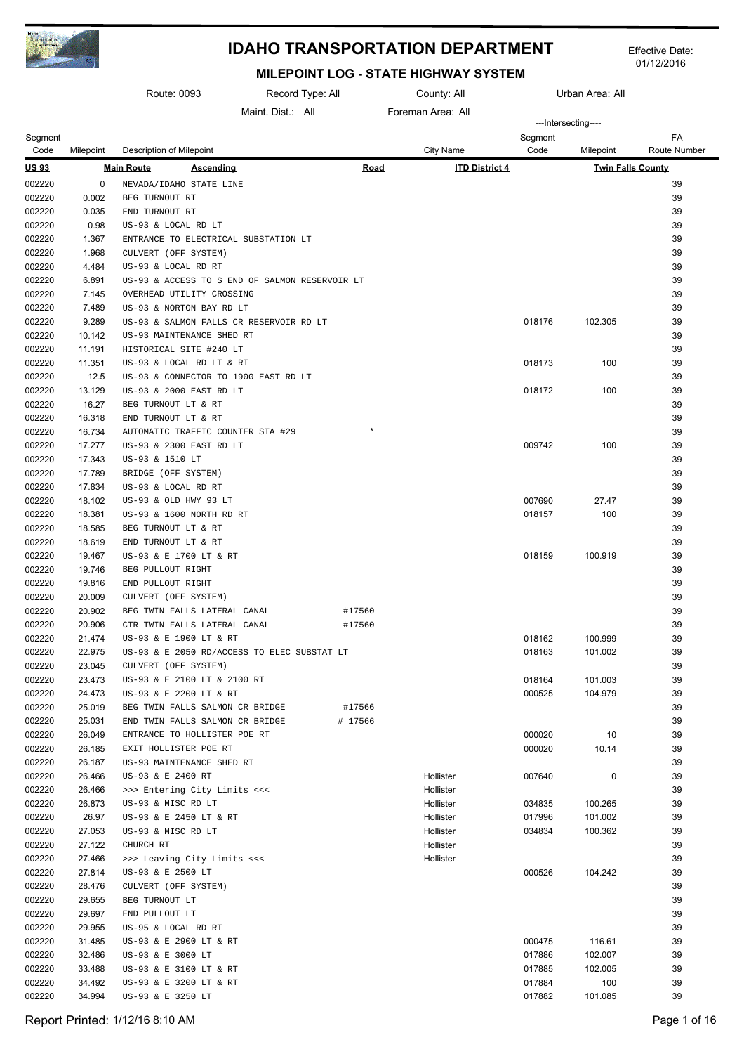# IDAHO TRANSPORTATION DEPARTMENT

## MILEPOINT LOG - STATE HIGHWAY SYSTEM

Effective Date: 01/12/2016

Route: 0093 | Record Type: All | County: All | Urban Area: All

Maint. Dist.: All | Foreman Area: All

| Segment Code | Milepoint | Description of Milepoint | | City Name | Intersecting Segment Code | Intersecting Milepoint | FA Route Number |
|---|---|---|---|---|---|---|---|
| **US 93** | | **Main Route** **Ascending** | **Road** | **ITD District 4** | | **Twin Falls County** | |
| 002220 | 0 | NEVADA/IDAHO STATE LINE | | | | | 39 |
| 002220 | 0.002 | BEG TURNOUT RT | | | | | 39 |
| 002220 | 0.035 | END TURNOUT RT | | | | | 39 |
| 002220 | 0.98 | US-93 & LOCAL RD LT | | | | | 39 |
| 002220 | 1.367 | ENTRANCE TO ELECTRICAL SUBSTATION LT | | | | | 39 |
| 002220 | 1.968 | CULVERT (OFF SYSTEM) | | | | | 39 |
| 002220 | 4.484 | US-93 & LOCAL RD RT | | | | | 39 |
| 002220 | 6.891 | US-93 & ACCESS TO S END OF SALMON RESERVOIR LT | | | | | 39 |
| 002220 | 7.145 | OVERHEAD UTILITY CROSSING | | | | | 39 |
| 002220 | 7.489 | US-93 & NORTON BAY RD LT | | | | | 39 |
| 002220 | 9.289 | US-93 & SALMON FALLS CR RESERVOIR RD LT | | | 018176 | 102.305 | 39 |
| 002220 | 10.142 | US-93 MAINTENANCE SHED RT | | | | | 39 |
| 002220 | 11.191 | HISTORICAL SITE #240 LT | | | | | 39 |
| 002220 | 11.351 | US-93 & LOCAL RD LT & RT | | | 018173 | 100 | 39 |
| 002220 | 12.5 | US-93 & CONNECTOR TO 1900 EAST RD LT | | | | | 39 |
| 002220 | 13.129 | US-93 & 2000 EAST RD LT | | | 018172 | 100 | 39 |
| 002220 | 16.27 | BEG TURNOUT LT & RT | | | | | 39 |
| 002220 | 16.318 | END TURNOUT LT & RT | | | | | 39 |
| 002220 | 16.734 | AUTOMATIC TRAFFIC COUNTER STA #29 | * | | | | 39 |
| 002220 | 17.277 | US-93 & 2300 EAST RD LT | | | 009742 | 100 | 39 |
| 002220 | 17.343 | US-93 & 1510 LT | | | | | 39 |
| 002220 | 17.789 | BRIDGE (OFF SYSTEM) | | | | | 39 |
| 002220 | 17.834 | US-93 & LOCAL RD RT | | | | | 39 |
| 002220 | 18.102 | US-93 & OLD HWY 93 LT | | | 007690 | 27.47 | 39 |
| 002220 | 18.381 | US-93 & 1600 NORTH RD RT | | | 018157 | 100 | 39 |
| 002220 | 18.585 | BEG TURNOUT LT & RT | | | | | 39 |
| 002220 | 18.619 | END TURNOUT LT & RT | | | | | 39 |
| 002220 | 19.467 | US-93 & E 1700 LT & RT | | | 018159 | 100.919 | 39 |
| 002220 | 19.746 | BEG PULLOUT RIGHT | | | | | 39 |
| 002220 | 19.816 | END PULLOUT RIGHT | | | | | 39 |
| 002220 | 20.009 | CULVERT (OFF SYSTEM) | | | | | 39 |
| 002220 | 20.902 | BEG TWIN FALLS LATERAL CANAL | #17560 | | | | 39 |
| 002220 | 20.906 | CTR TWIN FALLS LATERAL CANAL | #17560 | | | | 39 |
| 002220 | 21.474 | US-93 & E 1900 LT & RT | | | 018162 | 100.999 | 39 |
| 002220 | 22.975 | US-93 & E 2050 RD/ACCESS TO ELEC SUBSTAT LT | | | 018163 | 101.002 | 39 |
| 002220 | 23.045 | CULVERT (OFF SYSTEM) | | | | | 39 |
| 002220 | 23.473 | US-93 & E 2100 LT & 2100 RT | | | 018164 | 101.003 | 39 |
| 002220 | 24.473 | US-93 & E 2200 LT & RT | | | 000525 | 104.979 | 39 |
| 002220 | 25.019 | BEG TWIN FALLS SALMON CR BRIDGE | #17566 | | | | 39 |
| 002220 | 25.031 | END TWIN FALLS SALMON CR BRIDGE | # 17566 | | | | 39 |
| 002220 | 26.049 | ENTRANCE TO HOLLISTER POE RT | | | 000020 | 10 | 39 |
| 002220 | 26.185 | EXIT HOLLISTER POE RT | | | 000020 | 10.14 | 39 |
| 002220 | 26.187 | US-93 MAINTENANCE SHED RT | | | | | 39 |
| 002220 | 26.466 | US-93 & E 2400 RT | | Hollister | 007640 | 0 | 39 |
| 002220 | 26.466 | >>> Entering City Limits <<< | | Hollister | | | 39 |
| 002220 | 26.873 | US-93 & MISC RD LT | | Hollister | 034835 | 100.265 | 39 |
| 002220 | 26.97 | US-93 & E 2450 LT & RT | | Hollister | 017996 | 101.002 | 39 |
| 002220 | 27.053 | US-93 & MISC RD LT | | Hollister | 034834 | 100.362 | 39 |
| 002220 | 27.122 | CHURCH RT | | Hollister | | | 39 |
| 002220 | 27.466 | >>> Leaving City Limits <<< | | Hollister | | | 39 |
| 002220 | 27.814 | US-93 & E 2500 LT | | | 000526 | 104.242 | 39 |
| 002220 | 28.476 | CULVERT (OFF SYSTEM) | | | | | 39 |
| 002220 | 29.655 | BEG TURNOUT LT | | | | | 39 |
| 002220 | 29.697 | END PULLOUT LT | | | | | 39 |
| 002220 | 29.955 | US-95 & LOCAL RD RT | | | | | 39 |
| 002220 | 31.485 | US-93 & E 2900 LT & RT | | | 000475 | 116.61 | 39 |
| 002220 | 32.486 | US-93 & E 3000 LT | | | 017886 | 102.007 | 39 |
| 002220 | 33.488 | US-93 & E 3100 LT & RT | | | 017885 | 102.005 | 39 |
| 002220 | 34.492 | US-93 & E 3200 LT & RT | | | 017884 | 100 | 39 |
| 002220 | 34.994 | US-93 & E 3250 LT | | | 017882 | 101.085 | 39 |

Report Printed: 1/12/16 8:10 AM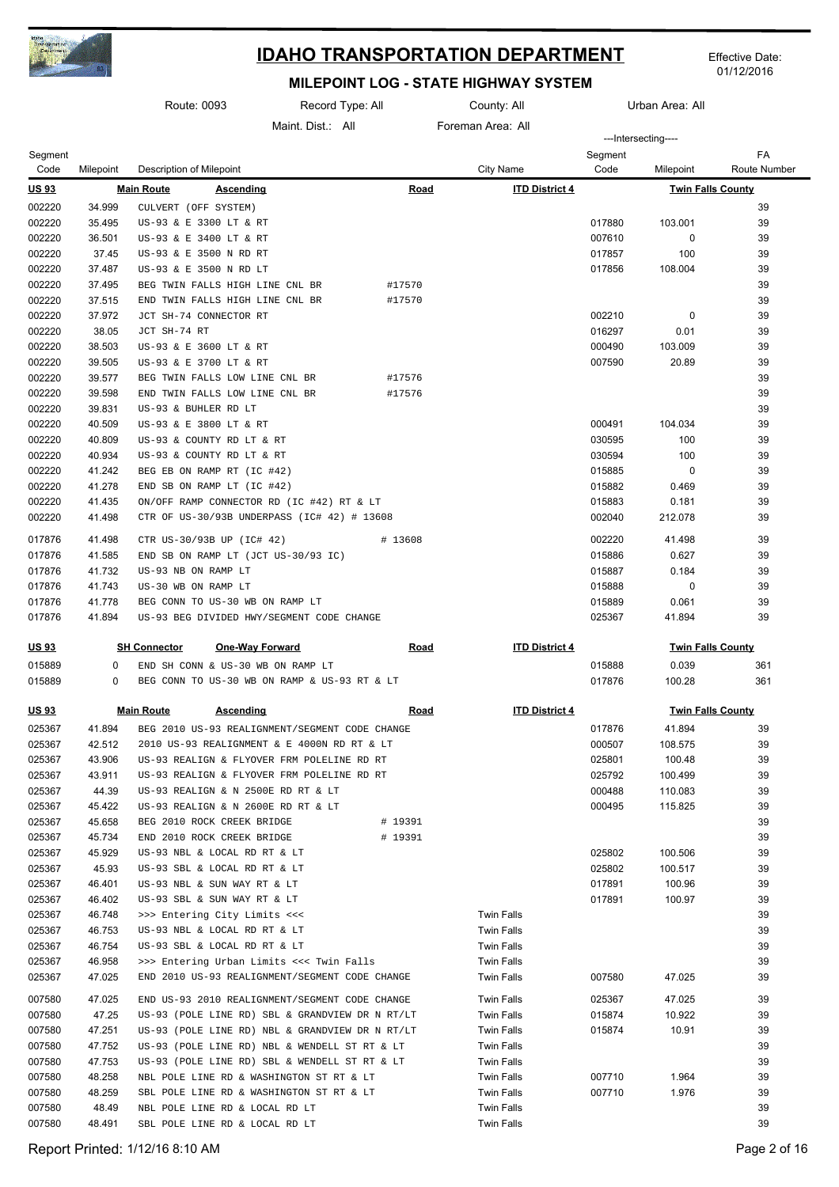# IDAHO TRANSPORTATION DEPARTMENT

Effective Date: 01/12/2016

## MILEPOINT LOG - STATE HIGHWAY SYSTEM

Route: 0093 | Record Type: All | County: All | Urban Area: All

Maint. Dist.: All | Foreman Area: All

| Segment Code | Milepoint | Description of Milepoint | | City Name | ---Intersecting---- Segment Code | Milepoint | FA Route Number |
|---|---|---|---|---|---|---|---|
| **US 93** | | **Main Route** **Ascending** | **Road** | **ITD District 4** | | **Twin Falls County** | |
| 002220 | 34.999 | CULVERT (OFF SYSTEM) | | | | | 39 |
| 002220 | 35.495 | US-93 & E 3300 LT & RT | | | 017880 | 103.001 | 39 |
| 002220 | 36.501 | US-93 & E 3400 LT & RT | | | 007610 | 0 | 39 |
| 002220 | 37.45 | US-93 & E 3500 N RD RT | | | 017857 | 100 | 39 |
| 002220 | 37.487 | US-93 & E 3500 N RD LT | | | 017856 | 108.004 | 39 |
| 002220 | 37.495 | BEG TWIN FALLS HIGH LINE CNL BR | #17570 | | | | 39 |
| 002220 | 37.515 | END TWIN FALLS HIGH LINE CNL BR | #17570 | | | | 39 |
| 002220 | 37.972 | JCT SH-74 CONNECTOR RT | | | 002210 | 0 | 39 |
| 002220 | 38.05 | JCT SH-74 RT | | | 016297 | 0.01 | 39 |
| 002220 | 38.503 | US-93 & E 3600 LT & RT | | | 000490 | 103.009 | 39 |
| 002220 | 39.505 | US-93 & E 3700 LT & RT | | | 007590 | 20.89 | 39 |
| 002220 | 39.577 | BEG TWIN FALLS LOW LINE CNL BR | #17576 | | | | 39 |
| 002220 | 39.598 | END TWIN FALLS LOW LINE CNL BR | #17576 | | | | 39 |
| 002220 | 39.831 | US-93 & BUHLER RD LT | | | | | 39 |
| 002220 | 40.509 | US-93 & E 3800 LT & RT | | | 000491 | 104.034 | 39 |
| 002220 | 40.809 | US-93 & COUNTY RD LT & RT | | | 030595 | 100 | 39 |
| 002220 | 40.934 | US-93 & COUNTY RD LT & RT | | | 030594 | 100 | 39 |
| 002220 | 41.242 | BEG EB ON RAMP RT (IC #42) | | | 015885 | 0 | 39 |
| 002220 | 41.278 | END SB ON RAMP LT (IC #42) | | | 015882 | 0.469 | 39 |
| 002220 | 41.435 | ON/OFF RAMP CONNECTOR RD (IC #42) RT & LT | | | 015883 | 0.181 | 39 |
| 002220 | 41.498 | CTR OF US-30/93B UNDERPASS (IC# 42) # 13608 | | | 002040 | 212.078 | 39 |
| 017876 | 41.498 | CTR US-30/93B UP (IC# 42) | # 13608 | | 002220 | 41.498 | 39 |
| 017876 | 41.585 | END SB ON RAMP LT (JCT US-30/93 IC) | | | 015886 | 0.627 | 39 |
| 017876 | 41.732 | US-93 NB ON RAMP LT | | | 015887 | 0.184 | 39 |
| 017876 | 41.743 | US-30 WB ON RAMP LT | | | 015888 | 0 | 39 |
| 017876 | 41.778 | BEG CONN TO US-30 WB ON RAMP LT | | | 015889 | 0.061 | 39 |
| 017876 | 41.894 | US-93 BEG DIVIDED HWY/SEGMENT CODE CHANGE | | | 025367 | 41.894 | 39 |
| **US 93** | | **SH Connector** **One-Way Forward** | **Road** | **ITD District 4** | | **Twin Falls County** | |
| 015889 | 0 | END SH CONN & US-30 WB ON RAMP LT | | | 015888 | 0.039 | 361 |
| 015889 | 0 | BEG CONN TO US-30 WB ON RAMP & US-93 RT & LT | | | 017876 | 100.28 | 361 |
| **US 93** | | **Main Route** **Ascending** | **Road** | **ITD District 4** | | **Twin Falls County** | |
| 025367 | 41.894 | BEG 2010 US-93 REALIGNMENT/SEGMENT CODE CHANGE | | | 017876 | 41.894 | 39 |
| 025367 | 42.512 | 2010 US-93 REALIGNMENT & E 4000N RD RT & LT | | | 000507 | 108.575 | 39 |
| 025367 | 43.906 | US-93 REALIGN & FLYOVER FRM POLELINE RD RT | | | 025801 | 100.48 | 39 |
| 025367 | 43.911 | US-93 REALIGN & FLYOVER FRM POLELINE RD RT | | | 025792 | 100.499 | 39 |
| 025367 | 44.39 | US-93 REALIGN & N 2500E RD RT & LT | | | 000488 | 110.083 | 39 |
| 025367 | 45.422 | US-93 REALIGN & N 2600E RD RT & LT | | | 000495 | 115.825 | 39 |
| 025367 | 45.658 | BEG 2010 ROCK CREEK BRIDGE | # 19391 | | | | 39 |
| 025367 | 45.734 | END 2010 ROCK CREEK BRIDGE | # 19391 | | | | 39 |
| 025367 | 45.929 | US-93 NBL & LOCAL RD RT & LT | | | 025802 | 100.506 | 39 |
| 025367 | 45.93 | US-93 SBL & LOCAL RD RT & LT | | | 025802 | 100.517 | 39 |
| 025367 | 46.401 | US-93 NBL & SUN WAY RT & LT | | | 017891 | 100.96 | 39 |
| 025367 | 46.402 | US-93 SBL & SUN WAY RT & LT | | | 017891 | 100.97 | 39 |
| 025367 | 46.748 | >>> Entering City Limits <<< | | Twin Falls | | | 39 |
| 025367 | 46.753 | US-93 NBL & LOCAL RD RT & LT | | Twin Falls | | | 39 |
| 025367 | 46.754 | US-93 SBL & LOCAL RD RT & LT | | Twin Falls | | | 39 |
| 025367 | 46.958 | >>> Entering Urban Limits <<< Twin Falls | | Twin Falls | | | 39 |
| 025367 | 47.025 | END 2010 US-93 REALIGNMENT/SEGMENT CODE CHANGE | | Twin Falls | 007580 | 47.025 | 39 |
| 007580 | 47.025 | END US-93 2010 REALIGNMENT/SEGMENT CODE CHANGE | | Twin Falls | 025367 | 47.025 | 39 |
| 007580 | 47.25 | US-93 (POLE LINE RD) SBL & GRANDVIEW DR N RT/LT | | Twin Falls | 015874 | 10.922 | 39 |
| 007580 | 47.251 | US-93 (POLE LINE RD) NBL & GRANDVIEW DR N RT/LT | | Twin Falls | 015874 | 10.91 | 39 |
| 007580 | 47.752 | US-93 (POLE LINE RD) NBL & WENDELL ST RT & LT | | Twin Falls | | | 39 |
| 007580 | 47.753 | US-93 (POLE LINE RD) SBL & WENDELL ST RT & LT | | Twin Falls | | | 39 |
| 007580 | 48.258 | NBL POLE LINE RD & WASHINGTON ST RT & LT | | Twin Falls | 007710 | 1.964 | 39 |
| 007580 | 48.259 | SBL POLE LINE RD & WASHINGTON ST RT & LT | | Twin Falls | 007710 | 1.976 | 39 |
| 007580 | 48.49 | NBL POLE LINE RD & LOCAL RD LT | | Twin Falls | | | 39 |
| 007580 | 48.491 | SBL POLE LINE RD & LOCAL RD LT | | Twin Falls | | | 39 |

Report Printed: 1/12/16 8:10 AM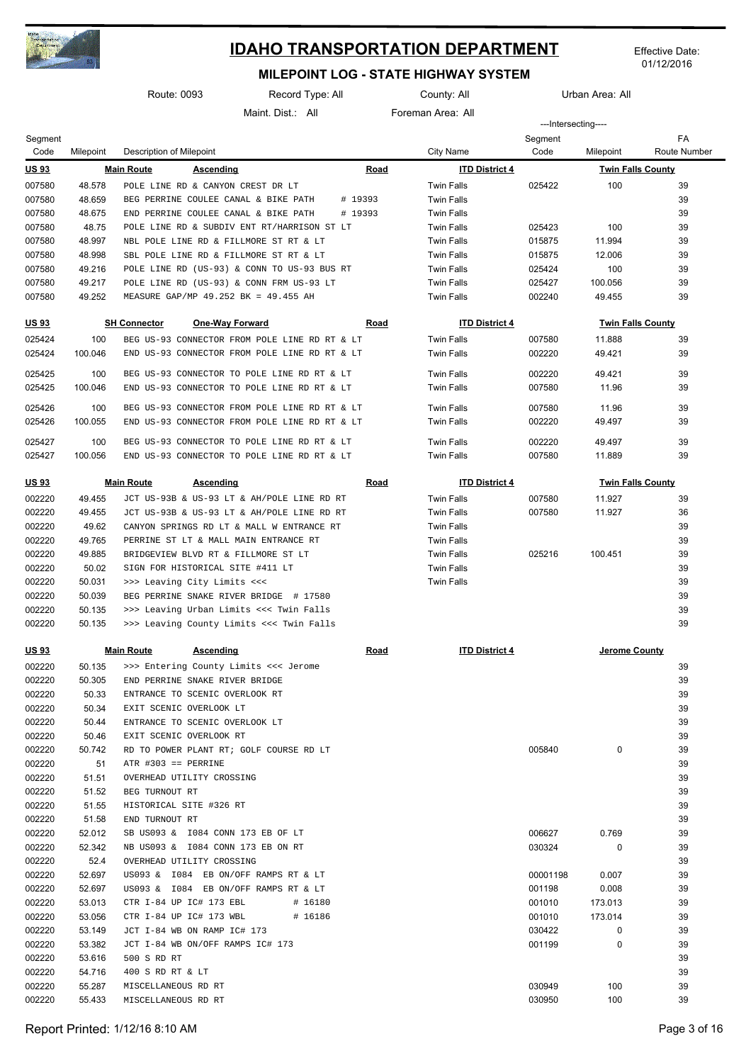# IDAHO TRANSPORTATION DEPARTMENT

Effective Date: 01/12/2016

## MILEPOINT LOG - STATE HIGHWAY SYSTEM

Route: 0093 | Record Type: All | County: All | Urban Area: All

Maint. Dist.: All | Foreman Area: All

| Segment Code | Milepoint | Description of Milepoint | | City Name | Intersecting Segment Code | Intersecting Milepoint | FA Route Number |
|---|---|---|---|---|---|---|---|
| **US 93** | | **Main Route** **Ascending** | **Road** | **ITD District 4** | | **Twin Falls County** | |
| 007580 | 48.578 | POLE LINE RD & CANYON CREST DR LT | | Twin Falls | 025422 | 100 | 39 |
| 007580 | 48.659 | BEG PERRINE COULEE CANAL & BIKE PATH | # 19393 | Twin Falls | | | 39 |
| 007580 | 48.675 | END PERRINE COULEE CANAL & BIKE PATH | # 19393 | Twin Falls | | | 39 |
| 007580 | 48.75 | POLE LINE RD & SUBDIV ENT RT/HARRISON ST LT | | Twin Falls | 025423 | 100 | 39 |
| 007580 | 48.997 | NBL POLE LINE RD & FILLMORE ST RT & LT | | Twin Falls | 015875 | 11.994 | 39 |
| 007580 | 48.998 | SBL POLE LINE RD & FILLMORE ST RT & LT | | Twin Falls | 015875 | 12.006 | 39 |
| 007580 | 49.216 | POLE LINE RD (US-93) & CONN TO US-93 BUS RT | | Twin Falls | 025424 | 100 | 39 |
| 007580 | 49.217 | POLE LINE RD (US-93) & CONN FRM US-93 LT | | Twin Falls | 025427 | 100.056 | 39 |
| 007580 | 49.252 | MEASURE GAP/MP 49.252 BK = 49.455 AH | | Twin Falls | 002240 | 49.455 | 39 |
| **US 93** | | **SH Connector** **One-Way Forward** | **Road** | **ITD District 4** | | **Twin Falls County** | |
| 025424 | 100 | BEG US-93 CONNECTOR FROM POLE LINE RD RT & LT | | Twin Falls | 007580 | 11.888 | 39 |
| 025424 | 100.046 | END US-93 CONNECTOR FROM POLE LINE RD RT & LT | | Twin Falls | 002220 | 49.421 | 39 |
| 025425 | 100 | BEG US-93 CONNECTOR TO POLE LINE RD RT & LT | | Twin Falls | 002220 | 49.421 | 39 |
| 025425 | 100.046 | END US-93 CONNECTOR TO POLE LINE RD RT & LT | | Twin Falls | 007580 | 11.96 | 39 |
| 025426 | 100 | BEG US-93 CONNECTOR FROM POLE LINE RD RT & LT | | Twin Falls | 007580 | 11.96 | 39 |
| 025426 | 100.055 | END US-93 CONNECTOR FROM POLE LINE RD RT & LT | | Twin Falls | 002220 | 49.497 | 39 |
| 025427 | 100 | BEG US-93 CONNECTOR TO POLE LINE RD RT & LT | | Twin Falls | 002220 | 49.497 | 39 |
| 025427 | 100.056 | END US-93 CONNECTOR TO POLE LINE RD RT & LT | | Twin Falls | 007580 | 11.889 | 39 |
| **US 93** | | **Main Route** **Ascending** | **Road** | **ITD District 4** | | **Twin Falls County** | |
| 002220 | 49.455 | JCT US-93B & US-93 LT & AH/POLE LINE RD RT | | Twin Falls | 007580 | 11.927 | 39 |
| 002220 | 49.455 | JCT US-93B & US-93 LT & AH/POLE LINE RD RT | | Twin Falls | 007580 | 11.927 | 36 |
| 002220 | 49.62 | CANYON SPRINGS RD LT & MALL W ENTRANCE RT | | Twin Falls | | | 39 |
| 002220 | 49.765 | PERRINE ST LT & MALL MAIN ENTRANCE RT | | Twin Falls | | | 39 |
| 002220 | 49.885 | BRIDGEVIEW BLVD RT & FILLMORE ST LT | | Twin Falls | 025216 | 100.451 | 39 |
| 002220 | 50.02 | SIGN FOR HISTORICAL SITE #411 LT | | Twin Falls | | | 39 |
| 002220 | 50.031 | >>> Leaving City Limits <<< | | Twin Falls | | | 39 |
| 002220 | 50.039 | BEG PERRINE SNAKE RIVER BRIDGE # 17580 | | | | | 39 |
| 002220 | 50.135 | >>> Leaving Urban Limits <<< Twin Falls | | | | | 39 |
| 002220 | 50.135 | >>> Leaving County Limits <<< Twin Falls | | | | | 39 |
| **US 93** | | **Main Route** **Ascending** | **Road** | **ITD District 4** | | **Jerome County** | |
| 002220 | 50.135 | >>> Entering County Limits <<< Jerome | | | | | 39 |
| 002220 | 50.305 | END PERRINE SNAKE RIVER BRIDGE | | | | | 39 |
| 002220 | 50.33 | ENTRANCE TO SCENIC OVERLOOK RT | | | | | 39 |
| 002220 | 50.34 | EXIT SCENIC OVERLOOK LT | | | | | 39 |
| 002220 | 50.44 | ENTRANCE TO SCENIC OVERLOOK LT | | | | | 39 |
| 002220 | 50.46 | EXIT SCENIC OVERLOOK RT | | | | | 39 |
| 002220 | 50.742 | RD TO POWER PLANT RT; GOLF COURSE RD LT | | | 005840 | 0 | 39 |
| 002220 | 51 | ATR #303 == PERRINE | | | | | 39 |
| 002220 | 51.51 | OVERHEAD UTILITY CROSSING | | | | | 39 |
| 002220 | 51.52 | BEG TURNOUT RT | | | | | 39 |
| 002220 | 51.55 | HISTORICAL SITE #326 RT | | | | | 39 |
| 002220 | 51.58 | END TURNOUT RT | | | | | 39 |
| 002220 | 52.012 | SB US093 & I084 CONN 173 EB OF LT | | | 006627 | 0.769 | 39 |
| 002220 | 52.342 | NB US093 & I084 CONN 173 EB ON RT | | | 030324 | 0 | 39 |
| 002220 | 52.4 | OVERHEAD UTILITY CROSSING | | | | | 39 |
| 002220 | 52.697 | US093 & I084 EB ON/OFF RAMPS RT & LT | | | 00001198 | 0.007 | 39 |
| 002220 | 52.697 | US093 & I084 EB ON/OFF RAMPS RT & LT | | | 001198 | 0.008 | 39 |
| 002220 | 53.013 | CTR I-84 UP IC# 173 EBL | # 16180 | | 001010 | 173.013 | 39 |
| 002220 | 53.056 | CTR I-84 UP IC# 173 WBL | # 16186 | | 001010 | 173.014 | 39 |
| 002220 | 53.149 | JCT I-84 WB ON RAMP IC# 173 | | | 030422 | 0 | 39 |
| 002220 | 53.382 | JCT I-84 WB ON/OFF RAMPS IC# 173 | | | 001199 | 0 | 39 |
| 002220 | 53.616 | 500 S RD RT | | | | | 39 |
| 002220 | 54.716 | 400 S RD RT & LT | | | | | 39 |
| 002220 | 55.287 | MISCELLANEOUS RD RT | | | 030949 | 100 | 39 |
| 002220 | 55.433 | MISCELLANEOUS RD RT | | | 030950 | 100 | 39 |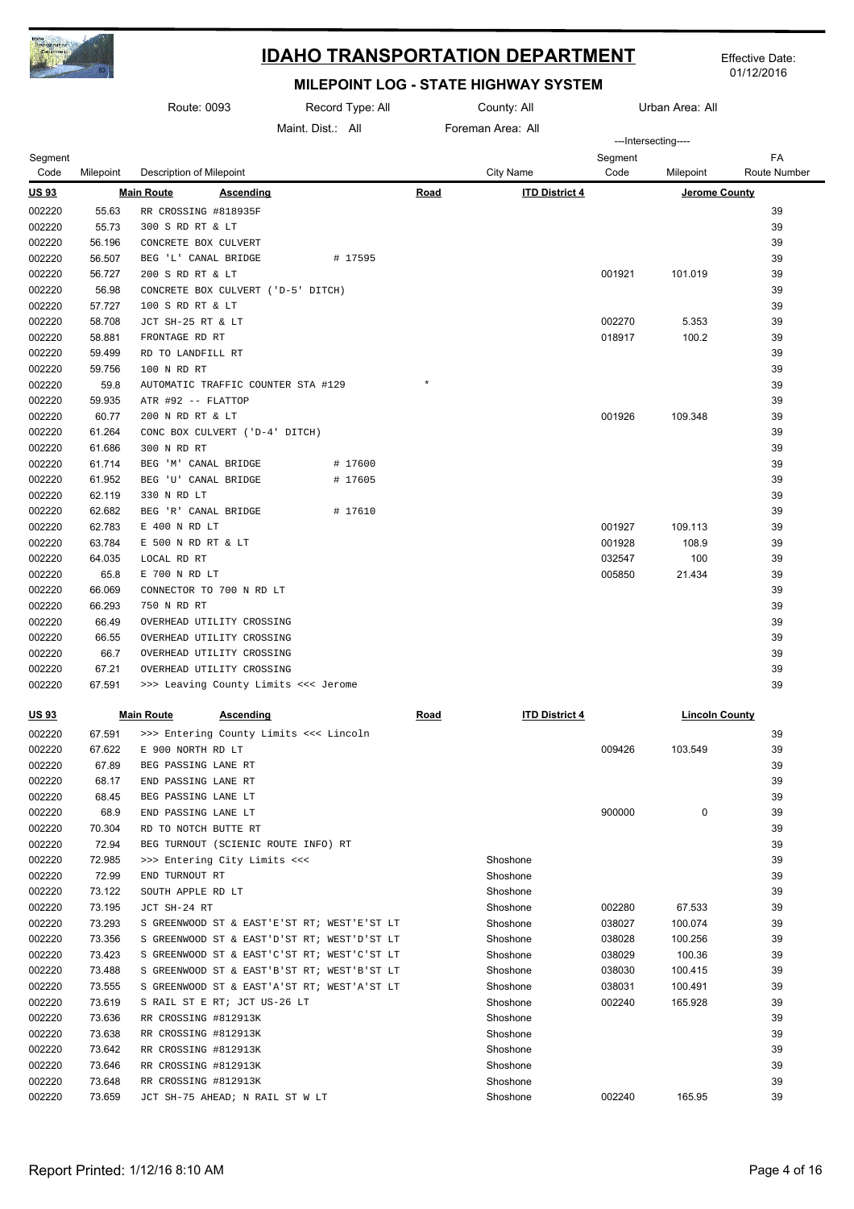# IDAHO TRANSPORTATION DEPARTMENT

Effective Date: 01/12/2016

## MILEPOINT LOG - STATE HIGHWAY SYSTEM

Route: 0093 | Record Type: All | County: All | Urban Area: All

Maint. Dist.: All | Foreman Area: All

**US 93** — **Main Route** — **Ascending** — **Road** — **ITD District 4** — **Jerome County**

| Segment Code | Milepoint | Description of Milepoint | | City Name | Intersecting Segment Code | Intersecting Milepoint | FA Route Number |
|---|---|---|---|---|---|---|---|
| 002220 | 55.63 | RR CROSSING #818935F | | | | | 39 |
| 002220 | 55.73 | 300 S RD RT & LT | | | | | 39 |
| 002220 | 56.196 | CONCRETE BOX CULVERT | | | | | 39 |
| 002220 | 56.507 | BEG 'L' CANAL BRIDGE # 17595 | | | | | 39 |
| 002220 | 56.727 | 200 S RD RT & LT | | | 001921 | 101.019 | 39 |
| 002220 | 56.98 | CONCRETE BOX CULVERT ('D-5' DITCH) | | | | | 39 |
| 002220 | 57.727 | 100 S RD RT & LT | | | | | 39 |
| 002220 | 58.708 | JCT SH-25 RT & LT | | | 002270 | 5.353 | 39 |
| 002220 | 58.881 | FRONTAGE RD RT | | | 018917 | 100.2 | 39 |
| 002220 | 59.499 | RD TO LANDFILL RT | | | | | 39 |
| 002220 | 59.756 | 100 N RD RT | | | | | 39 |
| 002220 | 59.8 | AUTOMATIC TRAFFIC COUNTER STA #129 | * | | | | 39 |
| 002220 | 59.935 | ATR #92 -- FLATTOP | | | | | 39 |
| 002220 | 60.77 | 200 N RD RT & LT | | | 001926 | 109.348 | 39 |
| 002220 | 61.264 | CONC BOX CULVERT ('D-4' DITCH) | | | | | 39 |
| 002220 | 61.686 | 300 N RD RT | | | | | 39 |
| 002220 | 61.714 | BEG 'M' CANAL BRIDGE # 17600 | | | | | 39 |
| 002220 | 61.952 | BEG 'U' CANAL BRIDGE # 17605 | | | | | 39 |
| 002220 | 62.119 | 330 N RD LT | | | | | 39 |
| 002220 | 62.682 | BEG 'R' CANAL BRIDGE # 17610 | | | | | 39 |
| 002220 | 62.783 | E 400 N RD LT | | | 001927 | 109.113 | 39 |
| 002220 | 63.784 | E 500 N RD RT & LT | | | 001928 | 108.9 | 39 |
| 002220 | 64.035 | LOCAL RD RT | | | 032547 | 100 | 39 |
| 002220 | 65.8 | E 700 N RD LT | | | 005850 | 21.434 | 39 |
| 002220 | 66.069 | CONNECTOR TO 700 N RD LT | | | | | 39 |
| 002220 | 66.293 | 750 N RD RT | | | | | 39 |
| 002220 | 66.49 | OVERHEAD UTILITY CROSSING | | | | | 39 |
| 002220 | 66.55 | OVERHEAD UTILITY CROSSING | | | | | 39 |
| 002220 | 66.7 | OVERHEAD UTILITY CROSSING | | | | | 39 |
| 002220 | 67.21 | OVERHEAD UTILITY CROSSING | | | | | 39 |
| 002220 | 67.591 | >>> Leaving County Limits <<< Jerome | | | | | 39 |

**US 93** — **Main Route** — **Ascending** — **Road** — **ITD District 4** — **Lincoln County**

| Segment Code | Milepoint | Description of Milepoint | | City Name | Intersecting Segment Code | Intersecting Milepoint | FA Route Number |
|---|---|---|---|---|---|---|---|
| 002220 | 67.591 | >>> Entering County Limits <<< Lincoln | | | | | 39 |
| 002220 | 67.622 | E 900 NORTH RD LT | | | 009426 | 103.549 | 39 |
| 002220 | 67.89 | BEG PASSING LANE RT | | | | | 39 |
| 002220 | 68.17 | END PASSING LANE RT | | | | | 39 |
| 002220 | 68.45 | BEG PASSING LANE LT | | | | | 39 |
| 002220 | 68.9 | END PASSING LANE LT | | | 900000 | 0 | 39 |
| 002220 | 70.304 | RD TO NOTCH BUTTE RT | | | | | 39 |
| 002220 | 72.94 | BEG TURNOUT (SCIENIC ROUTE INFO) RT | | | | | 39 |
| 002220 | 72.985 | >>> Entering City Limits <<< | | Shoshone | | | 39 |
| 002220 | 72.99 | END TURNOUT RT | | Shoshone | | | 39 |
| 002220 | 73.122 | SOUTH APPLE RD LT | | Shoshone | | | 39 |
| 002220 | 73.195 | JCT SH-24 RT | | Shoshone | 002280 | 67.533 | 39 |
| 002220 | 73.293 | S GREENWOOD ST & EAST'E'ST RT; WEST'E'ST LT | | Shoshone | 038027 | 100.074 | 39 |
| 002220 | 73.356 | S GREENWOOD ST & EAST'D'ST RT; WEST'D'ST LT | | Shoshone | 038028 | 100.256 | 39 |
| 002220 | 73.423 | S GREENWOOD ST & EAST'C'ST RT; WEST'C'ST LT | | Shoshone | 038029 | 100.36 | 39 |
| 002220 | 73.488 | S GREENWOOD ST & EAST'B'ST RT; WEST'B'ST LT | | Shoshone | 038030 | 100.415 | 39 |
| 002220 | 73.555 | S GREENWOOD ST & EAST'A'ST RT; WEST'A'ST LT | | Shoshone | 038031 | 100.491 | 39 |
| 002220 | 73.619 | S RAIL ST E RT; JCT US-26 LT | | Shoshone | 002240 | 165.928 | 39 |
| 002220 | 73.636 | RR CROSSING #812913K | | Shoshone | | | 39 |
| 002220 | 73.638 | RR CROSSING #812913K | | Shoshone | | | 39 |
| 002220 | 73.642 | RR CROSSING #812913K | | Shoshone | | | 39 |
| 002220 | 73.646 | RR CROSSING #812913K | | Shoshone | | | 39 |
| 002220 | 73.648 | RR CROSSING #812913K | | Shoshone | | | 39 |
| 002220 | 73.659 | JCT SH-75 AHEAD; N RAIL ST W LT | | Shoshone | 002240 | 165.95 | 39 |

Report Printed: 1/12/16 8:10 AM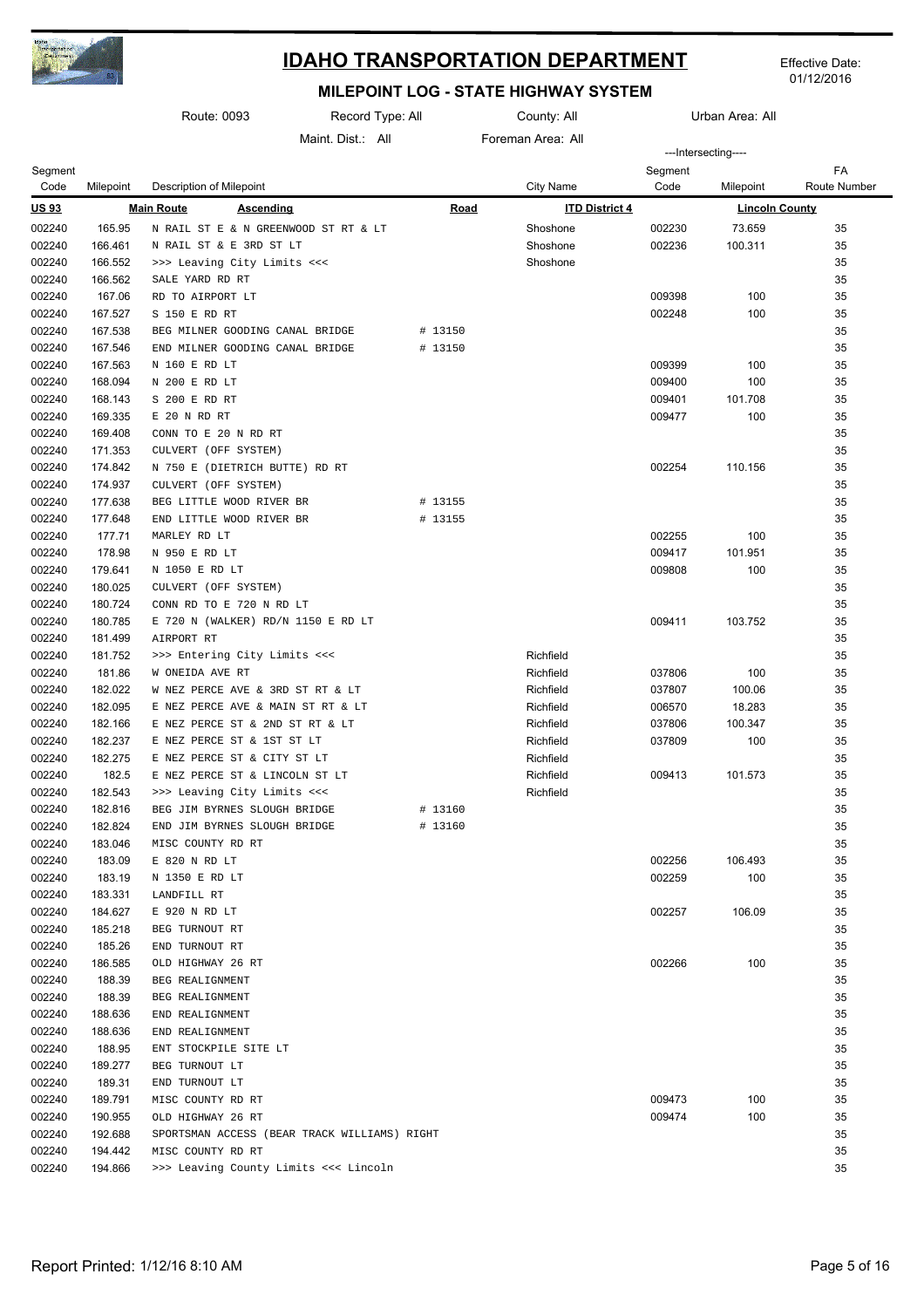# IDAHO TRANSPORTATION DEPARTMENT

Effective Date: 01/12/2016

## MILEPOINT LOG - STATE HIGHWAY SYSTEM

Route: 0093 | Record Type: All | County: All | Urban Area: All

Maint. Dist.: All | Foreman Area: All

| Segment Code | Milepoint | Description of Milepoint | | City Name | ---Intersecting--- Segment Code | Milepoint | FA Route Number |
|---|---|---|---|---|---|---|---|
| **US 93** | | **Main Route** **Ascending** | **Road** | **ITD District 4** | | **Lincoln County** | |
| 002240 | 165.95 | N RAIL ST E & N GREENWOOD ST RT & LT | | Shoshone | 002230 | 73.659 | 35 |
| 002240 | 166.461 | N RAIL ST & E 3RD ST LT | | Shoshone | 002236 | 100.311 | 35 |
| 002240 | 166.552 | >>> Leaving City Limits <<< | | Shoshone | | | 35 |
| 002240 | 166.562 | SALE YARD RD RT | | | | | 35 |
| 002240 | 167.06 | RD TO AIRPORT LT | | | 009398 | 100 | 35 |
| 002240 | 167.527 | S 150 E RD RT | | | 002248 | 100 | 35 |
| 002240 | 167.538 | BEG MILNER GOODING CANAL BRIDGE | # 13150 | | | | 35 |
| 002240 | 167.546 | END MILNER GOODING CANAL BRIDGE | # 13150 | | | | 35 |
| 002240 | 167.563 | N 160 E RD LT | | | 009399 | 100 | 35 |
| 002240 | 168.094 | N 200 E RD LT | | | 009400 | 100 | 35 |
| 002240 | 168.143 | S 200 E RD RT | | | 009401 | 101.708 | 35 |
| 002240 | 169.335 | E 20 N RD RT | | | 009477 | 100 | 35 |
| 002240 | 169.408 | CONN TO E 20 N RD RT | | | | | 35 |
| 002240 | 171.353 | CULVERT (OFF SYSTEM) | | | | | 35 |
| 002240 | 174.842 | N 750 E (DIETRICH BUTTE) RD RT | | | 002254 | 110.156 | 35 |
| 002240 | 174.937 | CULVERT (OFF SYSTEM) | | | | | 35 |
| 002240 | 177.638 | BEG LITTLE WOOD RIVER BR | # 13155 | | | | 35 |
| 002240 | 177.648 | END LITTLE WOOD RIVER BR | # 13155 | | | | 35 |
| 002240 | 177.71 | MARLEY RD LT | | | 002255 | 100 | 35 |
| 002240 | 178.98 | N 950 E RD LT | | | 009417 | 101.951 | 35 |
| 002240 | 179.641 | N 1050 E RD LT | | | 009808 | 100 | 35 |
| 002240 | 180.025 | CULVERT (OFF SYSTEM) | | | | | 35 |
| 002240 | 180.724 | CONN RD TO E 720 N RD LT | | | | | 35 |
| 002240 | 180.785 | E 720 N (WALKER) RD/N 1150 E RD LT | | | 009411 | 103.752 | 35 |
| 002240 | 181.499 | AIRPORT RT | | | | | 35 |
| 002240 | 181.752 | >>> Entering City Limits <<< | | Richfield | | | 35 |
| 002240 | 181.86 | W ONEIDA AVE RT | | Richfield | 037806 | 100 | 35 |
| 002240 | 182.022 | W NEZ PERCE AVE & 3RD ST RT & LT | | Richfield | 037807 | 100.06 | 35 |
| 002240 | 182.095 | E NEZ PERCE AVE & MAIN ST RT & LT | | Richfield | 006570 | 18.283 | 35 |
| 002240 | 182.166 | E NEZ PERCE ST & 2ND ST RT & LT | | Richfield | 037806 | 100.347 | 35 |
| 002240 | 182.237 | E NEZ PERCE ST & 1ST ST LT | | Richfield | 037809 | 100 | 35 |
| 002240 | 182.275 | E NEZ PERCE ST & CITY ST LT | | Richfield | | | 35 |
| 002240 | 182.5 | E NEZ PERCE ST & LINCOLN ST LT | | Richfield | 009413 | 101.573 | 35 |
| 002240 | 182.543 | >>> Leaving City Limits <<< | | Richfield | | | 35 |
| 002240 | 182.816 | BEG JIM BYRNES SLOUGH BRIDGE | # 13160 | | | | 35 |
| 002240 | 182.824 | END JIM BYRNES SLOUGH BRIDGE | # 13160 | | | | 35 |
| 002240 | 183.046 | MISC COUNTY RD RT | | | | | 35 |
| 002240 | 183.09 | E 820 N RD LT | | | 002256 | 106.493 | 35 |
| 002240 | 183.19 | N 1350 E RD LT | | | 002259 | 100 | 35 |
| 002240 | 183.331 | LANDFILL RT | | | | | 35 |
| 002240 | 184.627 | E 920 N RD LT | | | 002257 | 106.09 | 35 |
| 002240 | 185.218 | BEG TURNOUT RT | | | | | 35 |
| 002240 | 185.26 | END TURNOUT RT | | | | | 35 |
| 002240 | 186.585 | OLD HIGHWAY 26 RT | | | 002266 | 100 | 35 |
| 002240 | 188.39 | BEG REALIGNMENT | | | | | 35 |
| 002240 | 188.39 | BEG REALIGNMENT | | | | | 35 |
| 002240 | 188.636 | END REALIGNMENT | | | | | 35 |
| 002240 | 188.636 | END REALIGNMENT | | | | | 35 |
| 002240 | 188.95 | ENT STOCKPILE SITE LT | | | | | 35 |
| 002240 | 189.277 | BEG TURNOUT LT | | | | | 35 |
| 002240 | 189.31 | END TURNOUT LT | | | | | 35 |
| 002240 | 189.791 | MISC COUNTY RD RT | | | 009473 | 100 | 35 |
| 002240 | 190.955 | OLD HIGHWAY 26 RT | | | 009474 | 100 | 35 |
| 002240 | 192.688 | SPORTSMAN ACCESS (BEAR TRACK WILLIAMS) RIGHT | | | | | 35 |
| 002240 | 194.442 | MISC COUNTY RD RT | | | | | 35 |
| 002240 | 194.866 | >>> Leaving County Limits <<< Lincoln | | | | | 35 |

Report Printed: 1/12/16 8:10 AM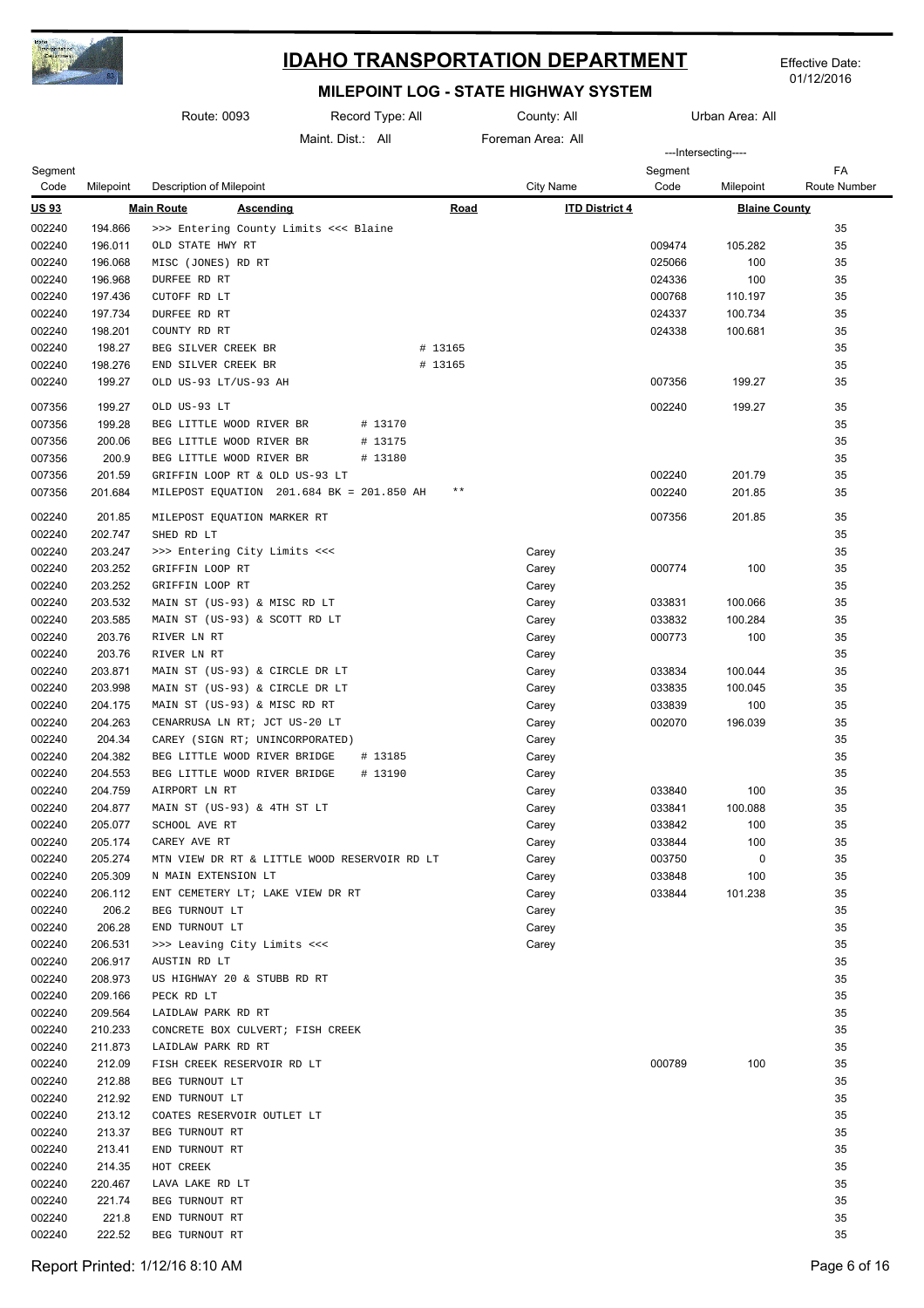# IDAHO TRANSPORTATION DEPARTMENT

## MILEPOINT LOG - STATE HIGHWAY SYSTEM

Effective Date: 01/12/2016

Route: 0093 | Record Type: All | County: All | Urban Area: All

Maint. Dist.: All | Foreman Area: All

| Segment Code | Milepoint | Description of Milepoint | City Name | Intersecting Segment Code | Intersecting Milepoint | FA Route Number |
|---|---|---|---|---|---|---|
| **US 93** | | **Main Route** **Ascending** **Road** | **ITD District 4** | | **Blaine County** | |
| 002240 | 194.866 | >>> Entering County Limits <<< Blaine | | | | 35 |
| 002240 | 196.011 | OLD STATE HWY RT | | 009474 | 105.282 | 35 |
| 002240 | 196.068 | MISC (JONES) RD RT | | 025066 | 100 | 35 |
| 002240 | 196.968 | DURFEE RD RT | | 024336 | 100 | 35 |
| 002240 | 197.436 | CUTOFF RD LT | | 000768 | 110.197 | 35 |
| 002240 | 197.734 | DURFEE RD RT | | 024337 | 100.734 | 35 |
| 002240 | 198.201 | COUNTY RD RT | | 024338 | 100.681 | 35 |
| 002240 | 198.27 | BEG SILVER CREEK BR # 13165 | | | | 35 |
| 002240 | 198.276 | END SILVER CREEK BR # 13165 | | | | 35 |
| 002240 | 199.27 | OLD US-93 LT/US-93 AH | | 007356 | 199.27 | 35 |
| 007356 | 199.27 | OLD US-93 LT | | 002240 | 199.27 | 35 |
| 007356 | 199.28 | BEG LITTLE WOOD RIVER BR # 13170 | | | | 35 |
| 007356 | 200.06 | BEG LITTLE WOOD RIVER BR # 13175 | | | | 35 |
| 007356 | 200.9 | BEG LITTLE WOOD RIVER BR # 13180 | | | | 35 |
| 007356 | 201.59 | GRIFFIN LOOP RT & OLD US-93 LT | | 002240 | 201.79 | 35 |
| 007356 | 201.684 | MILEPOST EQUATION 201.684 BK = 201.850 AH ** | | 002240 | 201.85 | 35 |
| 002240 | 201.85 | MILEPOST EQUATION MARKER RT | | 007356 | 201.85 | 35 |
| 002240 | 202.747 | SHED RD LT | | | | 35 |
| 002240 | 203.247 | >>> Entering City Limits <<< | Carey | | | 35 |
| 002240 | 203.252 | GRIFFIN LOOP RT | Carey | 000774 | 100 | 35 |
| 002240 | 203.252 | GRIFFIN LOOP RT | Carey | | | 35 |
| 002240 | 203.532 | MAIN ST (US-93) & MISC RD LT | Carey | 033831 | 100.066 | 35 |
| 002240 | 203.585 | MAIN ST (US-93) & SCOTT RD LT | Carey | 033832 | 100.284 | 35 |
| 002240 | 203.76 | RIVER LN RT | Carey | 000773 | 100 | 35 |
| 002240 | 203.76 | RIVER LN RT | Carey | | | 35 |
| 002240 | 203.871 | MAIN ST (US-93) & CIRCLE DR LT | Carey | 033834 | 100.044 | 35 |
| 002240 | 203.998 | MAIN ST (US-93) & CIRCLE DR LT | Carey | 033835 | 100.045 | 35 |
| 002240 | 204.175 | MAIN ST (US-93) & MISC RD RT | Carey | 033839 | 100 | 35 |
| 002240 | 204.263 | CENARRUSA LN RT; JCT US-20 LT | Carey | 002070 | 196.039 | 35 |
| 002240 | 204.34 | CAREY (SIGN RT; UNINCORPORATED) | Carey | | | 35 |
| 002240 | 204.382 | BEG LITTLE WOOD RIVER BRIDGE # 13185 | Carey | | | 35 |
| 002240 | 204.553 | BEG LITTLE WOOD RIVER BRIDGE # 13190 | Carey | | | 35 |
| 002240 | 204.759 | AIRPORT LN RT | Carey | 033840 | 100 | 35 |
| 002240 | 204.877 | MAIN ST (US-93) & 4TH ST LT | Carey | 033841 | 100.088 | 35 |
| 002240 | 205.077 | SCHOOL AVE RT | Carey | 033842 | 100 | 35 |
| 002240 | 205.174 | CAREY AVE RT | Carey | 033844 | 100 | 35 |
| 002240 | 205.274 | MTN VIEW DR RT & LITTLE WOOD RESERVOIR RD LT | Carey | 003750 | 0 | 35 |
| 002240 | 205.309 | N MAIN EXTENSION LT | Carey | 033848 | 100 | 35 |
| 002240 | 206.112 | ENT CEMETERY LT; LAKE VIEW DR RT | Carey | 033844 | 101.238 | 35 |
| 002240 | 206.2 | BEG TURNOUT LT | Carey | | | 35 |
| 002240 | 206.28 | END TURNOUT LT | Carey | | | 35 |
| 002240 | 206.531 | >>> Leaving City Limits <<< | Carey | | | 35 |
| 002240 | 206.917 | AUSTIN RD LT | | | | 35 |
| 002240 | 208.973 | US HIGHWAY 20 & STUBB RD RT | | | | 35 |
| 002240 | 209.166 | PECK RD LT | | | | 35 |
| 002240 | 209.564 | LAIDLAW PARK RD RT | | | | 35 |
| 002240 | 210.233 | CONCRETE BOX CULVERT; FISH CREEK | | | | 35 |
| 002240 | 211.873 | LAIDLAW PARK RD RT | | | | 35 |
| 002240 | 212.09 | FISH CREEK RESERVOIR RD LT | | 000789 | 100 | 35 |
| 002240 | 212.88 | BEG TURNOUT LT | | | | 35 |
| 002240 | 212.92 | END TURNOUT LT | | | | 35 |
| 002240 | 213.12 | COATES RESERVOIR OUTLET LT | | | | 35 |
| 002240 | 213.37 | BEG TURNOUT RT | | | | 35 |
| 002240 | 213.41 | END TURNOUT RT | | | | 35 |
| 002240 | 214.35 | HOT CREEK | | | | 35 |
| 002240 | 220.467 | LAVA LAKE RD LT | | | | 35 |
| 002240 | 221.74 | BEG TURNOUT RT | | | | 35 |
| 002240 | 221.8 | END TURNOUT RT | | | | 35 |
| 002240 | 222.52 | BEG TURNOUT RT | | | | 35 |

Report Printed: 1/12/16 8:10 AM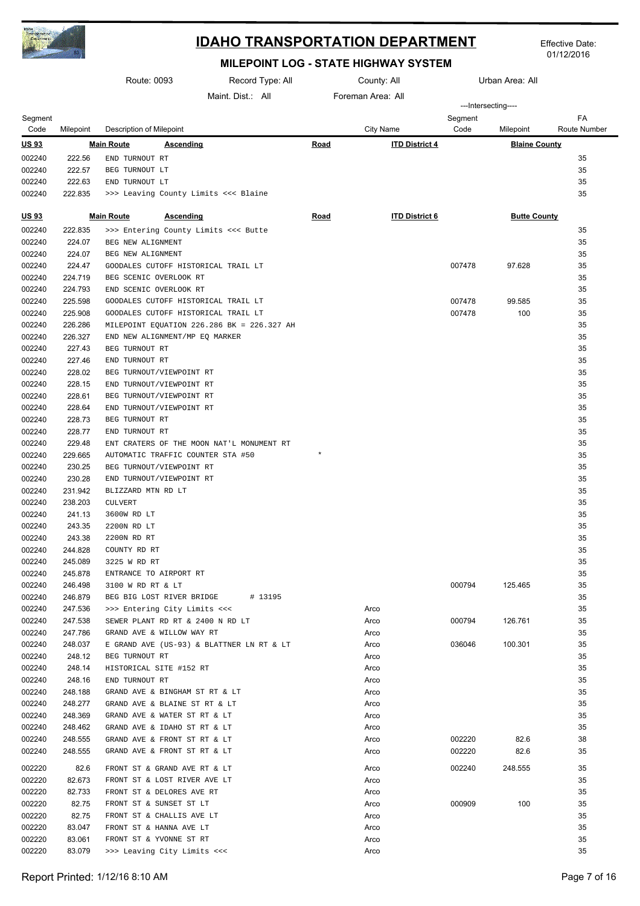# IDAHO TRANSPORTATION DEPARTMENT

Effective Date: 01/12/2016

## MILEPOINT LOG - STATE HIGHWAY SYSTEM

Route: 0093 Record Type: All County: All Urban Area: All

Maint. Dist.: All Foreman Area: All

| Segment Code | Milepoint | Description of Milepoint | | City Name | ---Intersecting--- Segment Code | Milepoint | FA Route Number |
|---|---|---|---|---|---|---|---|
| **US 93** | **Main Route** | **Ascending** | **Road** | **ITD District 4** | | **Blaine County** | |
| 002240 | 222.56 | END TURNOUT RT | | | | | 35 |
| 002240 | 222.57 | BEG TURNOUT LT | | | | | 35 |
| 002240 | 222.63 | END TURNOUT LT | | | | | 35 |
| 002240 | 222.835 | >>> Leaving County Limits <<< Blaine | | | | | 35 |
| **US 93** | **Main Route** | **Ascending** | **Road** | **ITD District 6** | | **Butte County** | |
| 002240 | 222.835 | >>> Entering County Limits <<< Butte | | | | | 35 |
| 002240 | 224.07 | BEG NEW ALIGNMENT | | | | | 35 |
| 002240 | 224.07 | BEG NEW ALIGNMENT | | | | | 35 |
| 002240 | 224.47 | GOODALES CUTOFF HISTORICAL TRAIL LT | | | 007478 | 97.628 | 35 |
| 002240 | 224.719 | BEG SCENIC OVERLOOK RT | | | | | 35 |
| 002240 | 224.793 | END SCENIC OVERLOOK RT | | | | | 35 |
| 002240 | 225.598 | GOODALES CUTOFF HISTORICAL TRAIL LT | | | 007478 | 99.585 | 35 |
| 002240 | 225.908 | GOODALES CUTOFF HISTORICAL TRAIL LT | | | 007478 | 100 | 35 |
| 002240 | 226.286 | MILEPOINT EQUATION 226.286 BK = 226.327 AH | | | | | 35 |
| 002240 | 226.327 | END NEW ALIGNMENT/MP EQ MARKER | | | | | 35 |
| 002240 | 227.43 | BEG TURNOUT RT | | | | | 35 |
| 002240 | 227.46 | END TURNOUT RT | | | | | 35 |
| 002240 | 228.02 | BEG TURNOUT/VIEWPOINT RT | | | | | 35 |
| 002240 | 228.15 | END TURNOUT/VIEWPOINT RT | | | | | 35 |
| 002240 | 228.61 | BEG TURNOUT/VIEWPOINT RT | | | | | 35 |
| 002240 | 228.64 | END TURNOUT/VIEWPOINT RT | | | | | 35 |
| 002240 | 228.73 | BEG TURNOUT RT | | | | | 35 |
| 002240 | 228.77 | END TURNOUT RT | | | | | 35 |
| 002240 | 229.48 | ENT CRATERS OF THE MOON NAT'L MONUMENT RT | | | | | 35 |
| 002240 | 229.665 | AUTOMATIC TRAFFIC COUNTER STA #50 | * | | | | 35 |
| 002240 | 230.25 | BEG TURNOUT/VIEWPOINT RT | | | | | 35 |
| 002240 | 230.28 | END TURNOUT/VIEWPOINT RT | | | | | 35 |
| 002240 | 231.942 | BLIZZARD MTN RD LT | | | | | 35 |
| 002240 | 238.203 | CULVERT | | | | | 35 |
| 002240 | 241.13 | 3600W RD LT | | | | | 35 |
| 002240 | 243.35 | 2200N RD LT | | | | | 35 |
| 002240 | 243.38 | 2200N RD RT | | | | | 35 |
| 002240 | 244.828 | COUNTY RD RT | | | | | 35 |
| 002240 | 245.089 | 3225 W RD RT | | | | | 35 |
| 002240 | 245.878 | ENTRANCE TO AIRPORT RT | | | | | 35 |
| 002240 | 246.498 | 3100 W RD RT & LT | | | 000794 | 125.465 | 35 |
| 002240 | 246.879 | BEG BIG LOST RIVER BRIDGE # 13195 | | | | | 35 |
| 002240 | 247.536 | >>> Entering City Limits <<< | | Arco | | | 35 |
| 002240 | 247.538 | SEWER PLANT RD RT & 2400 N RD LT | | Arco | 000794 | 126.761 | 35 |
| 002240 | 247.786 | GRAND AVE & WILLOW WAY RT | | Arco | | | 35 |
| 002240 | 248.037 | E GRAND AVE (US-93) & BLATTNER LN RT & LT | | Arco | 036046 | 100.301 | 35 |
| 002240 | 248.12 | BEG TURNOUT RT | | Arco | | | 35 |
| 002240 | 248.14 | HISTORICAL SITE #152 RT | | Arco | | | 35 |
| 002240 | 248.16 | END TURNOUT RT | | Arco | | | 35 |
| 002240 | 248.188 | GRAND AVE & BINGHAM ST RT & LT | | Arco | | | 35 |
| 002240 | 248.277 | GRAND AVE & BLAINE ST RT & LT | | Arco | | | 35 |
| 002240 | 248.369 | GRAND AVE & WATER ST RT & LT | | Arco | | | 35 |
| 002240 | 248.462 | GRAND AVE & IDAHO ST RT & LT | | Arco | | | 35 |
| 002240 | 248.555 | GRAND AVE & FRONT ST RT & LT | | Arco | 002220 | 82.6 | 38 |
| 002240 | 248.555 | GRAND AVE & FRONT ST RT & LT | | Arco | 002220 | 82.6 | 35 |
| 002220 | 82.6 | FRONT ST & GRAND AVE RT & LT | | Arco | 002240 | 248.555 | 35 |
| 002220 | 82.673 | FRONT ST & LOST RIVER AVE LT | | Arco | | | 35 |
| 002220 | 82.733 | FRONT ST & DELORES AVE RT | | Arco | | | 35 |
| 002220 | 82.75 | FRONT ST & SUNSET ST LT | | Arco | 000909 | 100 | 35 |
| 002220 | 82.75 | FRONT ST & CHALLIS AVE LT | | Arco | | | 35 |
| 002220 | 83.047 | FRONT ST & HANNA AVE LT | | Arco | | | 35 |
| 002220 | 83.061 | FRONT ST & YVONNE ST RT | | Arco | | | 35 |
| 002220 | 83.079 | >>> Leaving City Limits <<< | | Arco | | | 35 |

Report Printed: 1/12/16 8:10 AM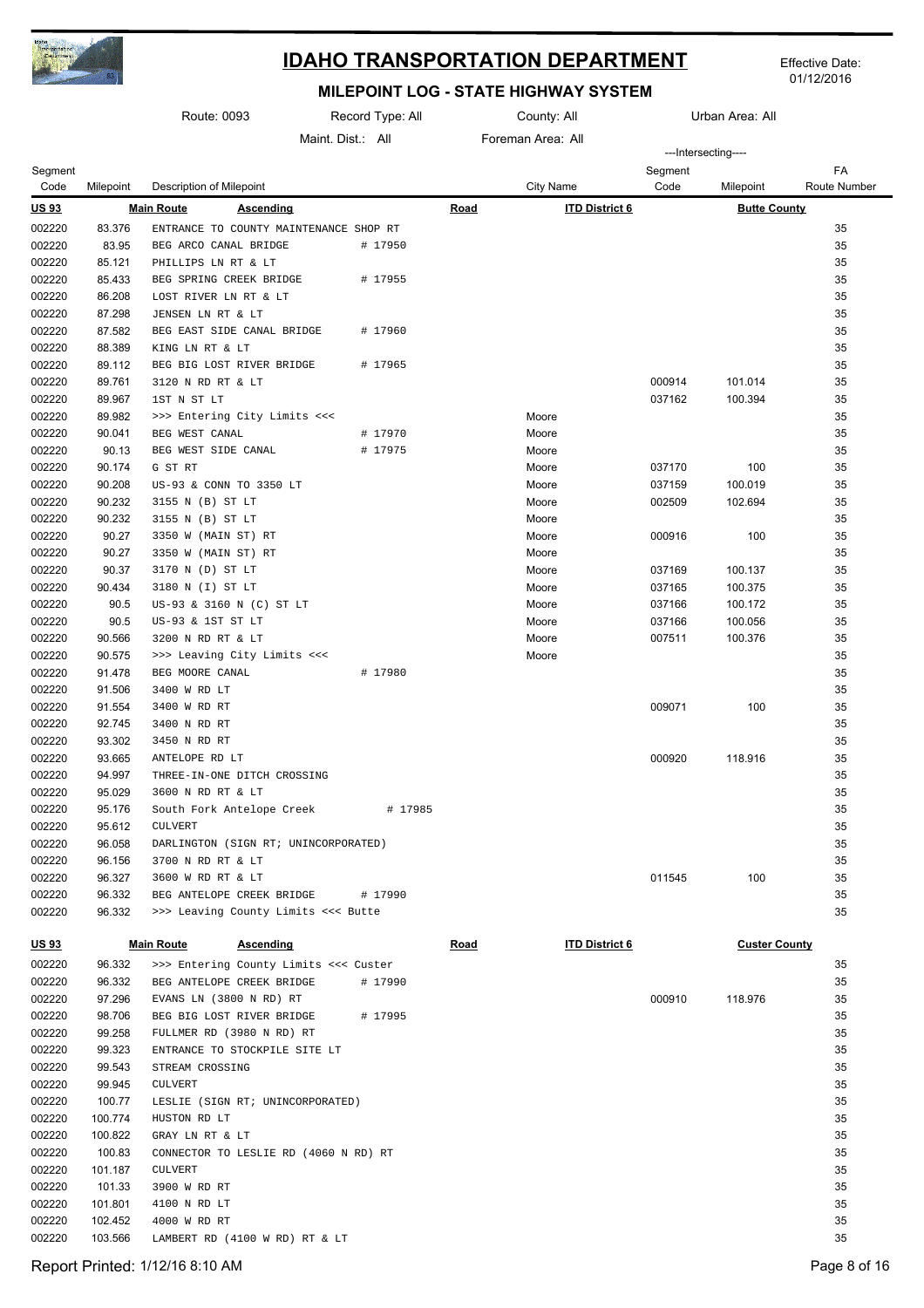# IDAHO TRANSPORTATION DEPARTMENT

## MILEPOINT LOG - STATE HIGHWAY SYSTEM

Effective Date: 01/12/2016

Route: 0093 | Record Type: All | County: All | Urban Area: All

Maint. Dist.: All | Foreman Area: All

| Segment Code | Milepoint | Description of Milepoint | | City Name | Intersecting Segment Code | Intersecting Milepoint | FA Route Number |
|---|---|---|---|---|---|---|---|
| **US 93** | | **Main Route** **Ascending** | **Road** | **ITD District 6** | | **Butte County** | |
| 002220 | 83.376 | ENTRANCE TO COUNTY MAINTENANCE SHOP RT | | | | | 35 |
| 002220 | 83.95 | BEG ARCO CANAL BRIDGE # 17950 | | | | | 35 |
| 002220 | 85.121 | PHILLIPS LN RT & LT | | | | | 35 |
| 002220 | 85.433 | BEG SPRING CREEK BRIDGE # 17955 | | | | | 35 |
| 002220 | 86.208 | LOST RIVER LN RT & LT | | | | | 35 |
| 002220 | 87.298 | JENSEN LN RT & LT | | | | | 35 |
| 002220 | 87.582 | BEG EAST SIDE CANAL BRIDGE # 17960 | | | | | 35 |
| 002220 | 88.389 | KING LN RT & LT | | | | | 35 |
| 002220 | 89.112 | BEG BIG LOST RIVER BRIDGE # 17965 | | | | | 35 |
| 002220 | 89.761 | 3120 N RD RT & LT | | | 000914 | 101.014 | 35 |
| 002220 | 89.967 | 1ST N ST LT | | | 037162 | 100.394 | 35 |
| 002220 | 89.982 | >>> Entering City Limits <<< | | Moore | | | 35 |
| 002220 | 90.041 | BEG WEST CANAL # 17970 | | Moore | | | 35 |
| 002220 | 90.13 | BEG WEST SIDE CANAL # 17975 | | Moore | | | 35 |
| 002220 | 90.174 | G ST RT | | Moore | 037170 | 100 | 35 |
| 002220 | 90.208 | US-93 & CONN TO 3350 LT | | Moore | 037159 | 100.019 | 35 |
| 002220 | 90.232 | 3155 N (B) ST LT | | Moore | 002509 | 102.694 | 35 |
| 002220 | 90.232 | 3155 N (B) ST LT | | Moore | | | 35 |
| 002220 | 90.27 | 3350 W (MAIN ST) RT | | Moore | 000916 | 100 | 35 |
| 002220 | 90.27 | 3350 W (MAIN ST) RT | | Moore | | | 35 |
| 002220 | 90.37 | 3170 N (D) ST LT | | Moore | 037169 | 100.137 | 35 |
| 002220 | 90.434 | 3180 N (I) ST LT | | Moore | 037165 | 100.375 | 35 |
| 002220 | 90.5 | US-93 & 3160 N (C) ST LT | | Moore | 037166 | 100.172 | 35 |
| 002220 | 90.5 | US-93 & 1ST ST LT | | Moore | 037166 | 100.056 | 35 |
| 002220 | 90.566 | 3200 N RD RT & LT | | Moore | 007511 | 100.376 | 35 |
| 002220 | 90.575 | >>> Leaving City Limits <<< | | Moore | | | 35 |
| 002220 | 91.478 | BEG MOORE CANAL # 17980 | | | | | 35 |
| 002220 | 91.506 | 3400 W RD LT | | | | | 35 |
| 002220 | 91.554 | 3400 W RD RT | | | 009071 | 100 | 35 |
| 002220 | 92.745 | 3400 N RD RT | | | | | 35 |
| 002220 | 93.302 | 3450 N RD RT | | | | | 35 |
| 002220 | 93.665 | ANTELOPE RD LT | | | 000920 | 118.916 | 35 |
| 002220 | 94.997 | THREE-IN-ONE DITCH CROSSING | | | | | 35 |
| 002220 | 95.029 | 3600 N RD RT & LT | | | | | 35 |
| 002220 | 95.176 | South Fork Antelope Creek # 17985 | | | | | 35 |
| 002220 | 95.612 | CULVERT | | | | | 35 |
| 002220 | 96.058 | DARLINGTON (SIGN RT; UNINCORPORATED) | | | | | 35 |
| 002220 | 96.156 | 3700 N RD RT & LT | | | | | 35 |
| 002220 | 96.327 | 3600 W RD RT & LT | | | 011545 | 100 | 35 |
| 002220 | 96.332 | BEG ANTELOPE CREEK BRIDGE # 17990 | | | | | 35 |
| 002220 | 96.332 | >>> Leaving County Limits <<< Butte | | | | | 35 |
| **US 93** | | **Main Route** **Ascending** | **Road** | **ITD District 6** | | **Custer County** | |
| 002220 | 96.332 | >>> Entering County Limits <<< Custer | | | | | 35 |
| 002220 | 96.332 | BEG ANTELOPE CREEK BRIDGE # 17990 | | | | | 35 |
| 002220 | 97.296 | EVANS LN (3800 N RD) RT | | | 000910 | 118.976 | 35 |
| 002220 | 98.706 | BEG BIG LOST RIVER BRIDGE # 17995 | | | | | 35 |
| 002220 | 99.258 | FULLMER RD (3980 N RD) RT | | | | | 35 |
| 002220 | 99.323 | ENTRANCE TO STOCKPILE SITE LT | | | | | 35 |
| 002220 | 99.543 | STREAM CROSSING | | | | | 35 |
| 002220 | 99.945 | CULVERT | | | | | 35 |
| 002220 | 100.77 | LESLIE (SIGN RT; UNINCORPORATED) | | | | | 35 |
| 002220 | 100.774 | HUSTON RD LT | | | | | 35 |
| 002220 | 100.822 | GRAY LN RT & LT | | | | | 35 |
| 002220 | 100.83 | CONNECTOR TO LESLIE RD (4060 N RD) RT | | | | | 35 |
| 002220 | 101.187 | CULVERT | | | | | 35 |
| 002220 | 101.33 | 3900 W RD RT | | | | | 35 |
| 002220 | 101.801 | 4100 N RD LT | | | | | 35 |
| 002220 | 102.452 | 4000 W RD RT | | | | | 35 |
| 002220 | 103.566 | LAMBERT RD (4100 W RD) RT & LT | | | | | 35 |

Report Printed: 1/12/16 8:10 AM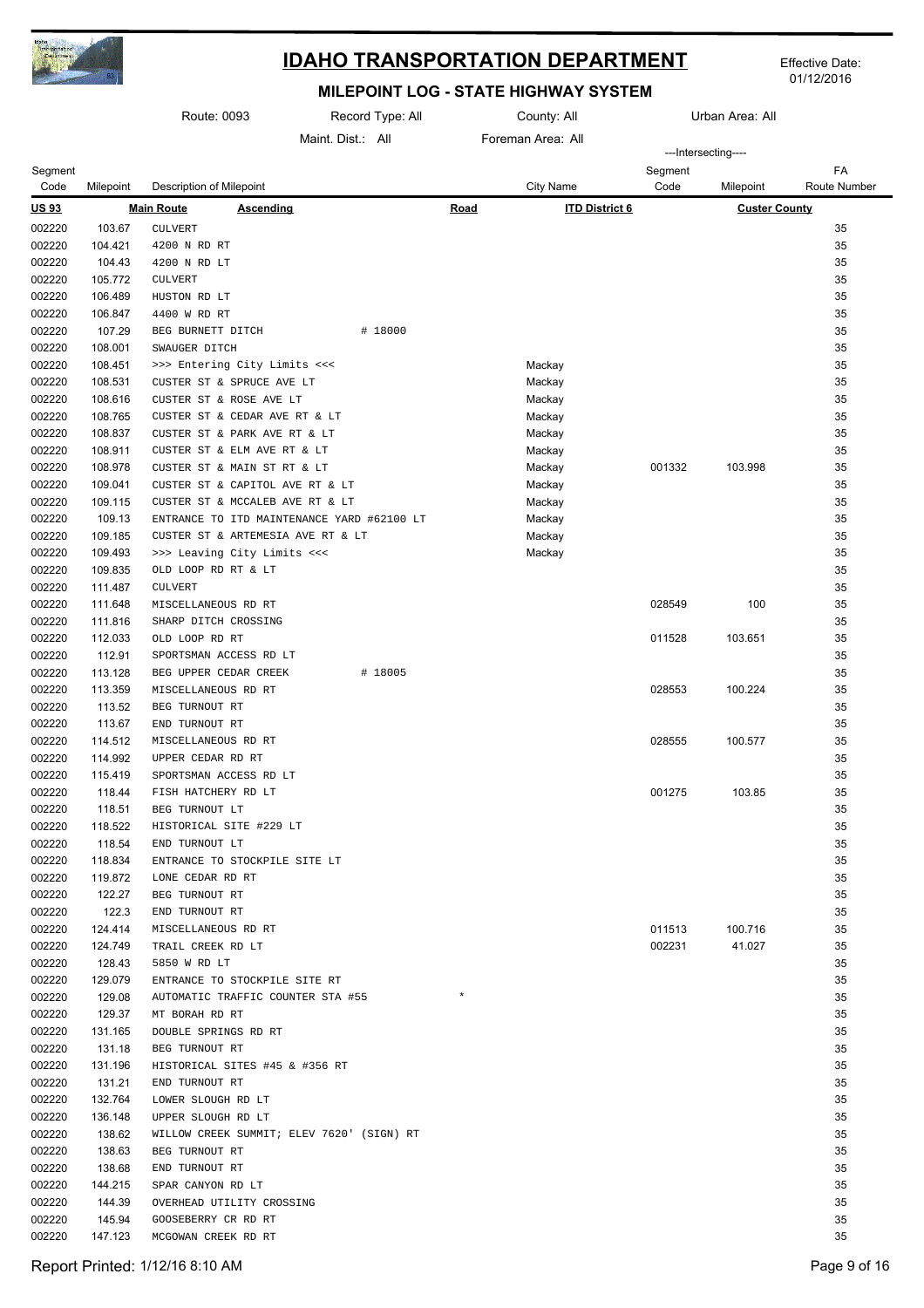# IDAHO TRANSPORTATION DEPARTMENT

Effective Date: 01/12/2016

## MILEPOINT LOG - STATE HIGHWAY SYSTEM

Route: 0093 | Record Type: All | County: All | Urban Area: All

Maint. Dist.: All | Foreman Area: All

| Segment Code | Milepoint | Description of Milepoint | | City Name | Intersecting Segment Code | Intersecting Milepoint | FA Route Number |
|---|---|---|---|---|---|---|---|
| **US 93** | | **Main Route** **Ascending** | **Road** | **ITD District 6** | | **Custer County** | |
| 002220 | 103.67 | CULVERT | | | | | 35 |
| 002220 | 104.421 | 4200 N RD RT | | | | | 35 |
| 002220 | 104.43 | 4200 N RD LT | | | | | 35 |
| 002220 | 105.772 | CULVERT | | | | | 35 |
| 002220 | 106.489 | HUSTON RD LT | | | | | 35 |
| 002220 | 106.847 | 4400 W RD RT | | | | | 35 |
| 002220 | 107.29 | BEG BURNETT DITCH # 18000 | | | | | 35 |
| 002220 | 108.001 | SWAUGER DITCH | | | | | 35 |
| 002220 | 108.451 | >>> Entering City Limits <<< | | Mackay | | | 35 |
| 002220 | 108.531 | CUSTER ST & SPRUCE AVE LT | | Mackay | | | 35 |
| 002220 | 108.616 | CUSTER ST & ROSE AVE LT | | Mackay | | | 35 |
| 002220 | 108.765 | CUSTER ST & CEDAR AVE RT & LT | | Mackay | | | 35 |
| 002220 | 108.837 | CUSTER ST & PARK AVE RT & LT | | Mackay | | | 35 |
| 002220 | 108.911 | CUSTER ST & ELM AVE RT & LT | | Mackay | | | 35 |
| 002220 | 108.978 | CUSTER ST & MAIN ST RT & LT | | Mackay | 001332 | 103.998 | 35 |
| 002220 | 109.041 | CUSTER ST & CAPITOL AVE RT & LT | | Mackay | | | 35 |
| 002220 | 109.115 | CUSTER ST & MCCALEB AVE RT & LT | | Mackay | | | 35 |
| 002220 | 109.13 | ENTRANCE TO ITD MAINTENANCE YARD #62100 LT | | Mackay | | | 35 |
| 002220 | 109.185 | CUSTER ST & ARTEMESIA AVE RT & LT | | Mackay | | | 35 |
| 002220 | 109.493 | >>> Leaving City Limits <<< | | Mackay | | | 35 |
| 002220 | 109.835 | OLD LOOP RD RT & LT | | | | | 35 |
| 002220 | 111.487 | CULVERT | | | | | 35 |
| 002220 | 111.648 | MISCELLANEOUS RD RT | | | 028549 | 100 | 35 |
| 002220 | 111.816 | SHARP DITCH CROSSING | | | | | 35 |
| 002220 | 112.033 | OLD LOOP RD RT | | | 011528 | 103.651 | 35 |
| 002220 | 112.91 | SPORTSMAN ACCESS RD LT | | | | | 35 |
| 002220 | 113.128 | BEG UPPER CEDAR CREEK # 18005 | | | | | 35 |
| 002220 | 113.359 | MISCELLANEOUS RD RT | | | 028553 | 100.224 | 35 |
| 002220 | 113.52 | BEG TURNOUT RT | | | | | 35 |
| 002220 | 113.67 | END TURNOUT RT | | | | | 35 |
| 002220 | 114.512 | MISCELLANEOUS RD RT | | | 028555 | 100.577 | 35 |
| 002220 | 114.992 | UPPER CEDAR RD RT | | | | | 35 |
| 002220 | 115.419 | SPORTSMAN ACCESS RD LT | | | | | 35 |
| 002220 | 118.44 | FISH HATCHERY RD LT | | | 001275 | 103.85 | 35 |
| 002220 | 118.51 | BEG TURNOUT LT | | | | | 35 |
| 002220 | 118.522 | HISTORICAL SITE #229 LT | | | | | 35 |
| 002220 | 118.54 | END TURNOUT LT | | | | | 35 |
| 002220 | 118.834 | ENTRANCE TO STOCKPILE SITE LT | | | | | 35 |
| 002220 | 119.872 | LONE CEDAR RD RT | | | | | 35 |
| 002220 | 122.27 | BEG TURNOUT RT | | | | | 35 |
| 002220 | 122.3 | END TURNOUT RT | | | | | 35 |
| 002220 | 124.414 | MISCELLANEOUS RD RT | | | 011513 | 100.716 | 35 |
| 002220 | 124.749 | TRAIL CREEK RD LT | | | 002231 | 41.027 | 35 |
| 002220 | 128.43 | 5850 W RD LT | | | | | 35 |
| 002220 | 129.079 | ENTRANCE TO STOCKPILE SITE RT | | | | | 35 |
| 002220 | 129.08 | AUTOMATIC TRAFFIC COUNTER STA #55 | * | | | | 35 |
| 002220 | 129.37 | MT BORAH RD RT | | | | | 35 |
| 002220 | 131.165 | DOUBLE SPRINGS RD RT | | | | | 35 |
| 002220 | 131.18 | BEG TURNOUT RT | | | | | 35 |
| 002220 | 131.196 | HISTORICAL SITES #45 & #356 RT | | | | | 35 |
| 002220 | 131.21 | END TURNOUT RT | | | | | 35 |
| 002220 | 132.764 | LOWER SLOUGH RD LT | | | | | 35 |
| 002220 | 136.148 | UPPER SLOUGH RD LT | | | | | 35 |
| 002220 | 138.62 | WILLOW CREEK SUMMIT; ELEV 7620' (SIGN) RT | | | | | 35 |
| 002220 | 138.63 | BEG TURNOUT RT | | | | | 35 |
| 002220 | 138.68 | END TURNOUT RT | | | | | 35 |
| 002220 | 144.215 | SPAR CANYON RD LT | | | | | 35 |
| 002220 | 144.39 | OVERHEAD UTILITY CROSSING | | | | | 35 |
| 002220 | 145.94 | GOOSEBERRY CR RD RT | | | | | 35 |
| 002220 | 147.123 | MCGOWAN CREEK RD RT | | | | | 35 |

Report Printed: 1/12/16 8:10 AM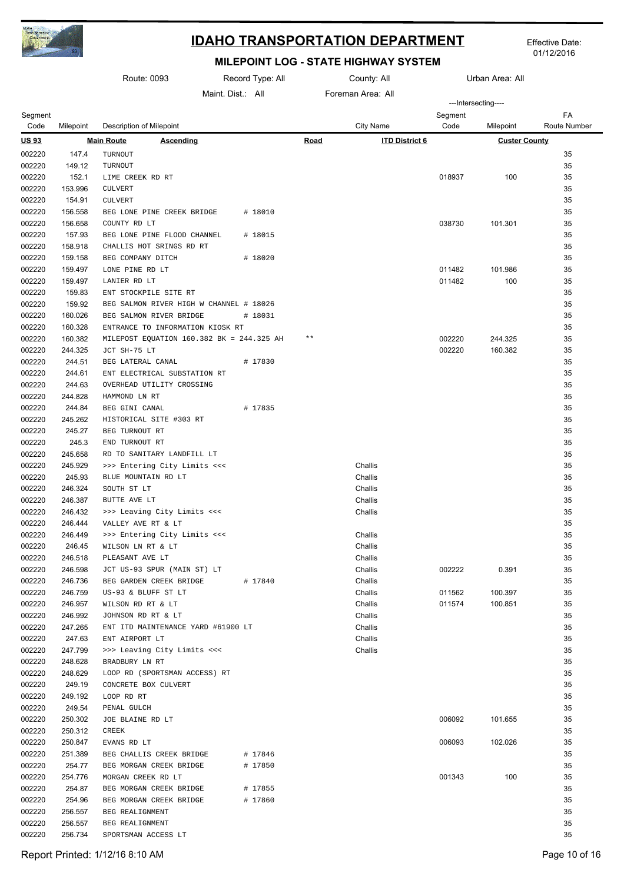# IDAHO TRANSPORTATION DEPARTMENT

## MILEPOINT LOG - STATE HIGHWAY SYSTEM

Effective Date: 01/12/2016

Route: 0093 | Record Type: All | County: All | Urban Area: All

Maint. Dist.: All | Foreman Area: All

| Segment Code | Milepoint | Description of Milepoint | | City Name | ---Intersecting--- Segment Code | Milepoint | FA Route Number |
|---|---|---|---|---|---|---|---|
| **US 93** | | **Main Route** **Ascending** | **Road** | **ITD District 6** | | **Custer County** | |
| 002220 | 147.4 | TURNOUT | | | | | 35 |
| 002220 | 149.12 | TURNOUT | | | | | 35 |
| 002220 | 152.1 | LIME CREEK RD RT | | | 018937 | 100 | 35 |
| 002220 | 153.996 | CULVERT | | | | | 35 |
| 002220 | 154.91 | CULVERT | | | | | 35 |
| 002220 | 156.558 | BEG LONE PINE CREEK BRIDGE # 18010 | | | | | 35 |
| 002220 | 156.658 | COUNTY RD LT | | | 038730 | 101.301 | 35 |
| 002220 | 157.93 | BEG LONE PINE FLOOD CHANNEL # 18015 | | | | | 35 |
| 002220 | 158.918 | CHALLIS HOT SRINGS RD RT | | | | | 35 |
| 002220 | 159.158 | BEG COMPANY DITCH # 18020 | | | | | 35 |
| 002220 | 159.497 | LONE PINE RD LT | | | 011482 | 101.986 | 35 |
| 002220 | 159.497 | LANIER RD LT | | | 011482 | 100 | 35 |
| 002220 | 159.83 | ENT STOCKPILE SITE RT | | | | | 35 |
| 002220 | 159.92 | BEG SALMON RIVER HIGH W CHANNEL # 18026 | | | | | 35 |
| 002220 | 160.026 | BEG SALMON RIVER BRIDGE # 18031 | | | | | 35 |
| 002220 | 160.328 | ENTRANCE TO INFORMATION KIOSK RT | | | | | 35 |
| 002220 | 160.382 | MILEPOST EQUATION 160.382 BK = 244.325 AH | ** | | 002220 | 244.325 | 35 |
| 002220 | 244.325 | JCT SH-75 LT | | | 002220 | 160.382 | 35 |
| 002220 | 244.51 | BEG LATERAL CANAL # 17830 | | | | | 35 |
| 002220 | 244.61 | ENT ELECTRICAL SUBSTATION RT | | | | | 35 |
| 002220 | 244.63 | OVERHEAD UTILITY CROSSING | | | | | 35 |
| 002220 | 244.828 | HAMMOND LN RT | | | | | 35 |
| 002220 | 244.84 | BEG GINI CANAL # 17835 | | | | | 35 |
| 002220 | 245.262 | HISTORICAL SITE #303 RT | | | | | 35 |
| 002220 | 245.27 | BEG TURNOUT RT | | | | | 35 |
| 002220 | 245.3 | END TURNOUT RT | | | | | 35 |
| 002220 | 245.658 | RD TO SANITARY LANDFILL LT | | | | | 35 |
| 002220 | 245.929 | >>> Entering City Limits <<< | | Challis | | | 35 |
| 002220 | 245.93 | BLUE MOUNTAIN RD LT | | Challis | | | 35 |
| 002220 | 246.324 | SOUTH ST LT | | Challis | | | 35 |
| 002220 | 246.387 | BUTTE AVE LT | | Challis | | | 35 |
| 002220 | 246.432 | >>> Leaving City Limits <<< | | Challis | | | 35 |
| 002220 | 246.444 | VALLEY AVE RT & LT | | | | | 35 |
| 002220 | 246.449 | >>> Entering City Limits <<< | | Challis | | | 35 |
| 002220 | 246.45 | WILSON LN RT & LT | | Challis | | | 35 |
| 002220 | 246.518 | PLEASANT AVE LT | | Challis | | | 35 |
| 002220 | 246.598 | JCT US-93 SPUR (MAIN ST) LT | | Challis | 002222 | 0.391 | 35 |
| 002220 | 246.736 | BEG GARDEN CREEK BRIDGE # 17840 | | Challis | | | 35 |
| 002220 | 246.759 | US-93 & BLUFF ST LT | | Challis | 011562 | 100.397 | 35 |
| 002220 | 246.957 | WILSON RD RT & LT | | Challis | 011574 | 100.851 | 35 |
| 002220 | 246.992 | JOHNSON RD RT & LT | | Challis | | | 35 |
| 002220 | 247.265 | ENT ITD MAINTENANCE YARD #61900 LT | | Challis | | | 35 |
| 002220 | 247.63 | ENT AIRPORT LT | | Challis | | | 35 |
| 002220 | 247.799 | >>> Leaving City Limits <<< | | Challis | | | 35 |
| 002220 | 248.628 | BRADBURY LN RT | | | | | 35 |
| 002220 | 248.629 | LOOP RD (SPORTSMAN ACCESS) RT | | | | | 35 |
| 002220 | 249.19 | CONCRETE BOX CULVERT | | | | | 35 |
| 002220 | 249.192 | LOOP RD RT | | | | | 35 |
| 002220 | 249.54 | PENAL GULCH | | | | | 35 |
| 002220 | 250.302 | JOE BLAINE RD LT | | | 006092 | 101.655 | 35 |
| 002220 | 250.312 | CREEK | | | | | 35 |
| 002220 | 250.847 | EVANS RD LT | | | 006093 | 102.026 | 35 |
| 002220 | 251.389 | BEG CHALLIS CREEK BRIDGE # 17846 | | | | | 35 |
| 002220 | 254.77 | BEG MORGAN CREEK BRIDGE # 17850 | | | | | 35 |
| 002220 | 254.776 | MORGAN CREEK RD LT | | | 001343 | 100 | 35 |
| 002220 | 254.87 | BEG MORGAN CREEK BRIDGE # 17855 | | | | | 35 |
| 002220 | 254.96 | BEG MORGAN CREEK BRIDGE # 17860 | | | | | 35 |
| 002220 | 256.557 | BEG REALIGNMENT | | | | | 35 |
| 002220 | 256.557 | BEG REALIGNMENT | | | | | 35 |
| 002220 | 256.734 | SPORTSMAN ACCESS LT | | | | | 35 |

Report Printed: 1/12/16 8:10 AM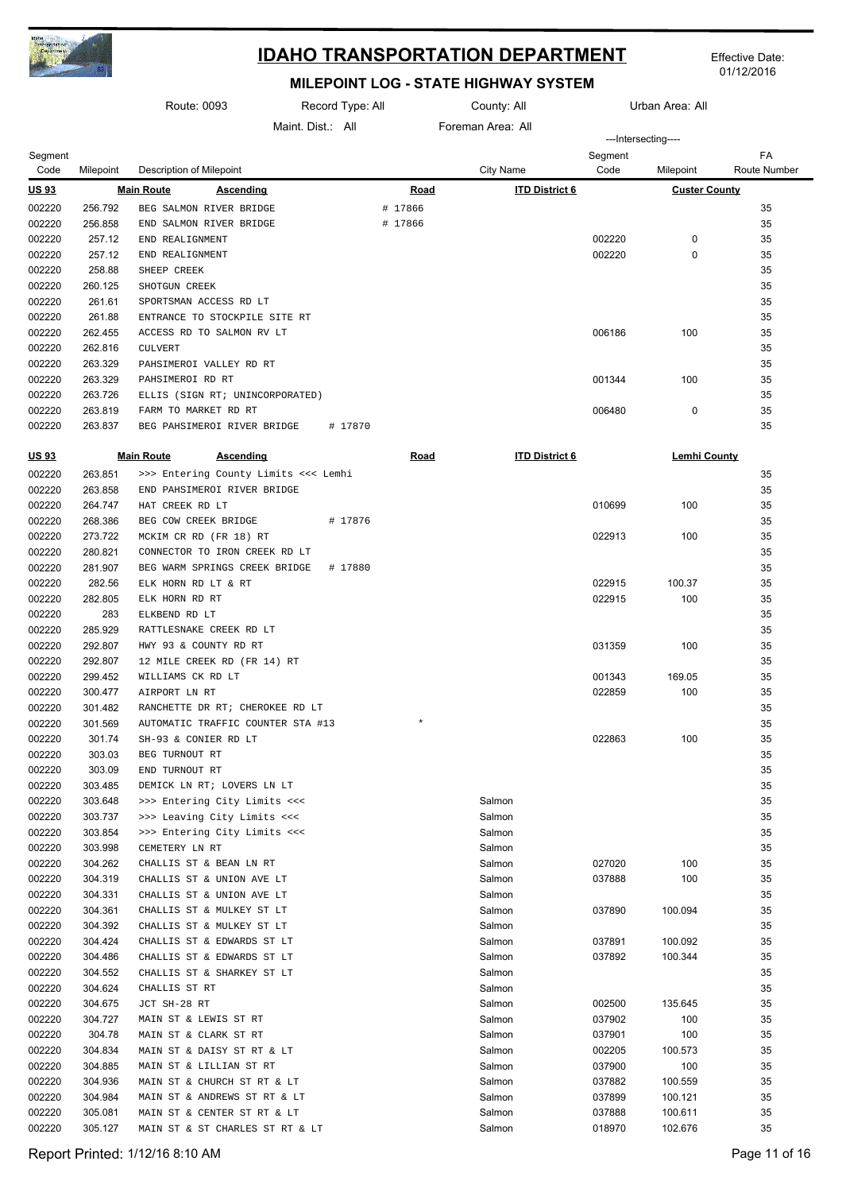# IDAHO TRANSPORTATION DEPARTMENT

Effective Date: 01/12/2016

## MILEPOINT LOG - STATE HIGHWAY SYSTEM

Route: 0093 | Record Type: All | County: All | Urban Area: All

Maint. Dist.: All | Foreman Area: All

| Segment Code | Milepoint | Description of Milepoint | | City Name | ---Intersecting--- Segment Code | Milepoint | FA Route Number |
|---|---|---|---|---|---|---|---|
| **US 93** | | **Main Route** **Ascending** | **Road** | **ITD District 6** | | **Custer County** | |
| 002220 | 256.792 | BEG SALMON RIVER BRIDGE | # 17866 | | | | 35 |
| 002220 | 256.858 | END SALMON RIVER BRIDGE | # 17866 | | | | 35 |
| 002220 | 257.12 | END REALIGNMENT | | | 002220 | 0 | 35 |
| 002220 | 257.12 | END REALIGNMENT | | | 002220 | 0 | 35 |
| 002220 | 258.88 | SHEEP CREEK | | | | | 35 |
| 002220 | 260.125 | SHOTGUN CREEK | | | | | 35 |
| 002220 | 261.61 | SPORTSMAN ACCESS RD LT | | | | | 35 |
| 002220 | 261.88 | ENTRANCE TO STOCKPILE SITE RT | | | | | 35 |
| 002220 | 262.455 | ACCESS RD TO SALMON RV LT | | | 006186 | 100 | 35 |
| 002220 | 262.816 | CULVERT | | | | | 35 |
| 002220 | 263.329 | PAHSIMEROI VALLEY RD RT | | | | | 35 |
| 002220 | 263.329 | PAHSIMEROI RD RT | | | 001344 | 100 | 35 |
| 002220 | 263.726 | ELLIS (SIGN RT; UNINCORPORATED) | | | | | 35 |
| 002220 | 263.819 | FARM TO MARKET RD RT | | | 006480 | 0 | 35 |
| 002220 | 263.837 | BEG PAHSIMEROI RIVER BRIDGE # 17870 | | | | | 35 |
| **US 93** | | **Main Route** **Ascending** | **Road** | **ITD District 6** | | **Lemhi County** | |
| 002220 | 263.851 | >>> Entering County Limits <<< Lemhi | | | | | 35 |
| 002220 | 263.858 | END PAHSIMEROI RIVER BRIDGE | | | | | 35 |
| 002220 | 264.747 | HAT CREEK RD LT | | | 010699 | 100 | 35 |
| 002220 | 268.386 | BEG COW CREEK BRIDGE # 17876 | | | | | 35 |
| 002220 | 273.722 | MCKIM CR RD (FR 18) RT | | | 022913 | 100 | 35 |
| 002220 | 280.821 | CONNECTOR TO IRON CREEK RD LT | | | | | 35 |
| 002220 | 281.907 | BEG WARM SPRINGS CREEK BRIDGE # 17880 | | | | | 35 |
| 002220 | 282.56 | ELK HORN RD LT & RT | | | 022915 | 100.37 | 35 |
| 002220 | 282.805 | ELK HORN RD RT | | | 022915 | 100 | 35 |
| 002220 | 283 | ELKBEND RD LT | | | | | 35 |
| 002220 | 285.929 | RATTLESNAKE CREEK RD LT | | | | | 35 |
| 002220 | 292.807 | HWY 93 & COUNTY RD RT | | | 031359 | 100 | 35 |
| 002220 | 292.807 | 12 MILE CREEK RD (FR 14) RT | | | | | 35 |
| 002220 | 299.452 | WILLIAMS CK RD LT | | | 001343 | 169.05 | 35 |
| 002220 | 300.477 | AIRPORT LN RT | | | 022859 | 100 | 35 |
| 002220 | 301.482 | RANCHETTE DR RT; CHEROKEE RD LT | | | | | 35 |
| 002220 | 301.569 | AUTOMATIC TRAFFIC COUNTER STA #13 | * | | | | 35 |
| 002220 | 301.74 | SH-93 & CONIER RD LT | | | 022863 | 100 | 35 |
| 002220 | 303.03 | BEG TURNOUT RT | | | | | 35 |
| 002220 | 303.09 | END TURNOUT RT | | | | | 35 |
| 002220 | 303.485 | DEMICK LN RT; LOVERS LN LT | | | | | 35 |
| 002220 | 303.648 | >>> Entering City Limits <<< | | Salmon | | | 35 |
| 002220 | 303.737 | >>> Leaving City Limits <<< | | Salmon | | | 35 |
| 002220 | 303.854 | >>> Entering City Limits <<< | | Salmon | | | 35 |
| 002220 | 303.998 | CEMETERY LN RT | | Salmon | | | 35 |
| 002220 | 304.262 | CHALLIS ST & BEAN LN RT | | Salmon | 027020 | 100 | 35 |
| 002220 | 304.319 | CHALLIS ST & UNION AVE LT | | Salmon | 037888 | 100 | 35 |
| 002220 | 304.331 | CHALLIS ST & UNION AVE LT | | Salmon | | | 35 |
| 002220 | 304.361 | CHALLIS ST & MULKEY ST LT | | Salmon | 037890 | 100.094 | 35 |
| 002220 | 304.392 | CHALLIS ST & MULKEY ST LT | | Salmon | | | 35 |
| 002220 | 304.424 | CHALLIS ST & EDWARDS ST LT | | Salmon | 037891 | 100.092 | 35 |
| 002220 | 304.486 | CHALLIS ST & EDWARDS ST LT | | Salmon | 037892 | 100.344 | 35 |
| 002220 | 304.552 | CHALLIS ST & SHARKEY ST LT | | Salmon | | | 35 |
| 002220 | 304.624 | CHALLIS ST RT | | Salmon | | | 35 |
| 002220 | 304.675 | JCT SH-28 RT | | Salmon | 002500 | 135.645 | 35 |
| 002220 | 304.727 | MAIN ST & LEWIS ST RT | | Salmon | 037902 | 100 | 35 |
| 002220 | 304.78 | MAIN ST & CLARK ST RT | | Salmon | 037901 | 100 | 35 |
| 002220 | 304.834 | MAIN ST & DAISY ST RT & LT | | Salmon | 002205 | 100.573 | 35 |
| 002220 | 304.885 | MAIN ST & LILLIAN ST RT | | Salmon | 037900 | 100 | 35 |
| 002220 | 304.936 | MAIN ST & CHURCH ST RT & LT | | Salmon | 037882 | 100.559 | 35 |
| 002220 | 304.984 | MAIN ST & ANDREWS ST RT & LT | | Salmon | 037899 | 100.121 | 35 |
| 002220 | 305.081 | MAIN ST & CENTER ST RT & LT | | Salmon | 037888 | 100.611 | 35 |
| 002220 | 305.127 | MAIN ST & ST CHARLES ST RT & LT | | Salmon | 018970 | 102.676 | 35 |

Report Printed: 1/12/16 8:10 AM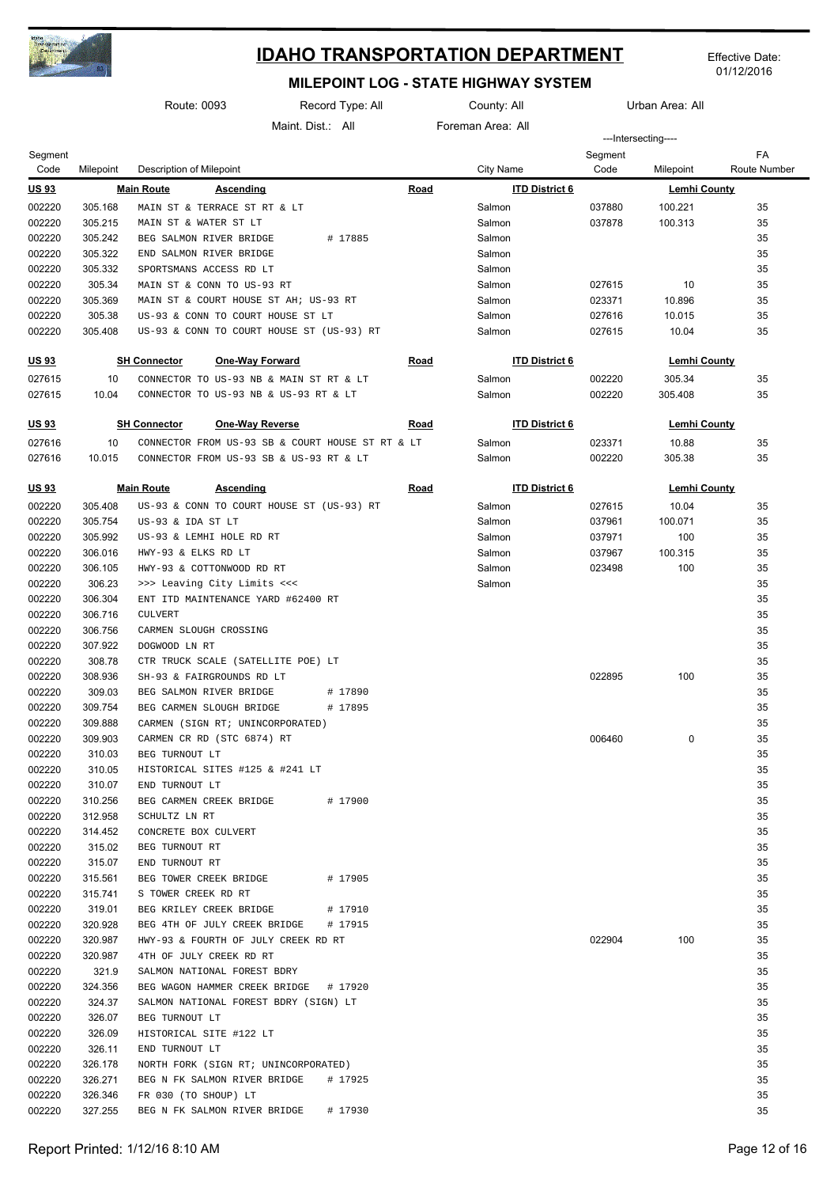# IDAHO TRANSPORTATION DEPARTMENT

Effective Date: 01/12/2016

## MILEPOINT LOG - STATE HIGHWAY SYSTEM

Route: 0093 Record Type: All County: All Urban Area: All

Maint. Dist.: All Foreman Area: All

| Segment Code | Milepoint | Description of Milepoint | City Name | ---Intersecting--- Segment Code | Milepoint | FA Route Number |
|---|---|---|---|---|---|---|
| **US 93** | | **Main Route** **Ascending** **Road** | **ITD District 6** | | **Lemhi County** | |
| 002220 | 305.168 | MAIN ST & TERRACE ST RT & LT | Salmon | 037880 | 100.221 | 35 |
| 002220 | 305.215 | MAIN ST & WATER ST LT | Salmon | 037878 | 100.313 | 35 |
| 002220 | 305.242 | BEG SALMON RIVER BRIDGE # 17885 | Salmon | | | 35 |
| 002220 | 305.322 | END SALMON RIVER BRIDGE | Salmon | | | 35 |
| 002220 | 305.332 | SPORTSMANS ACCESS RD LT | Salmon | | | 35 |
| 002220 | 305.34 | MAIN ST & CONN TO US-93 RT | Salmon | 027615 | 10 | 35 |
| 002220 | 305.369 | MAIN ST & COURT HOUSE ST AH; US-93 RT | Salmon | 023371 | 10.896 | 35 |
| 002220 | 305.38 | US-93 & CONN TO COURT HOUSE ST LT | Salmon | 027616 | 10.015 | 35 |
| 002220 | 305.408 | US-93 & CONN TO COURT HOUSE ST (US-93) RT | Salmon | 027615 | 10.04 | 35 |
| **US 93** | | **SH Connector** **One-Way Forward** **Road** | **ITD District 6** | | **Lemhi County** | |
| 027615 | 10 | CONNECTOR TO US-93 NB & MAIN ST RT & LT | Salmon | 002220 | 305.34 | 35 |
| 027615 | 10.04 | CONNECTOR TO US-93 NB & US-93 RT & LT | Salmon | 002220 | 305.408 | 35 |
| **US 93** | | **SH Connector** **One-Way Reverse** **Road** | **ITD District 6** | | **Lemhi County** | |
| 027616 | 10 | CONNECTOR FROM US-93 SB & COURT HOUSE ST RT & LT | Salmon | 023371 | 10.88 | 35 |
| 027616 | 10.015 | CONNECTOR FROM US-93 SB & US-93 RT & LT | Salmon | 002220 | 305.38 | 35 |
| **US 93** | | **Main Route** **Ascending** **Road** | **ITD District 6** | | **Lemhi County** | |
| 002220 | 305.408 | US-93 & CONN TO COURT HOUSE ST (US-93) RT | Salmon | 027615 | 10.04 | 35 |
| 002220 | 305.754 | US-93 & IDA ST LT | Salmon | 037961 | 100.071 | 35 |
| 002220 | 305.992 | US-93 & LEMHI HOLE RD RT | Salmon | 037971 | 100 | 35 |
| 002220 | 306.016 | HWY-93 & ELKS RD LT | Salmon | 037967 | 100.315 | 35 |
| 002220 | 306.105 | HWY-93 & COTTONWOOD RD RT | Salmon | 023498 | 100 | 35 |
| 002220 | 306.23 | >>> Leaving City Limits <<< | Salmon | | | 35 |
| 002220 | 306.304 | ENT ITD MAINTENANCE YARD #62400 RT | | | | 35 |
| 002220 | 306.716 | CULVERT | | | | 35 |
| 002220 | 306.756 | CARMEN SLOUGH CROSSING | | | | 35 |
| 002220 | 307.922 | DOGWOOD LN RT | | | | 35 |
| 002220 | 308.78 | CTR TRUCK SCALE (SATELLITE POE) LT | | | | 35 |
| 002220 | 308.936 | SH-93 & FAIRGROUNDS RD LT | | 022895 | 100 | 35 |
| 002220 | 309.03 | BEG SALMON RIVER BRIDGE # 17890 | | | | 35 |
| 002220 | 309.754 | BEG CARMEN SLOUGH BRIDGE # 17895 | | | | 35 |
| 002220 | 309.888 | CARMEN (SIGN RT; UNINCORPORATED) | | | | 35 |
| 002220 | 309.903 | CARMEN CR RD (STC 6874) RT | | 006460 | 0 | 35 |
| 002220 | 310.03 | BEG TURNOUT LT | | | | 35 |
| 002220 | 310.05 | HISTORICAL SITES #125 & #241 LT | | | | 35 |
| 002220 | 310.07 | END TURNOUT LT | | | | 35 |
| 002220 | 310.256 | BEG CARMEN CREEK BRIDGE # 17900 | | | | 35 |
| 002220 | 312.958 | SCHULTZ LN RT | | | | 35 |
| 002220 | 314.452 | CONCRETE BOX CULVERT | | | | 35 |
| 002220 | 315.02 | BEG TURNOUT RT | | | | 35 |
| 002220 | 315.07 | END TURNOUT RT | | | | 35 |
| 002220 | 315.561 | BEG TOWER CREEK BRIDGE # 17905 | | | | 35 |
| 002220 | 315.741 | S TOWER CREEK RD RT | | | | 35 |
| 002220 | 319.01 | BEG KRILEY CREEK BRIDGE # 17910 | | | | 35 |
| 002220 | 320.928 | BEG 4TH OF JULY CREEK BRIDGE # 17915 | | | | 35 |
| 002220 | 320.987 | HWY-93 & FOURTH OF JULY CREEK RD RT | | 022904 | 100 | 35 |
| 002220 | 320.987 | 4TH OF JULY CREEK RD RT | | | | 35 |
| 002220 | 321.9 | SALMON NATIONAL FOREST BDRY | | | | 35 |
| 002220 | 324.356 | BEG WAGON HAMMER CREEK BRIDGE # 17920 | | | | 35 |
| 002220 | 324.37 | SALMON NATIONAL FOREST BDRY (SIGN) LT | | | | 35 |
| 002220 | 326.07 | BEG TURNOUT LT | | | | 35 |
| 002220 | 326.09 | HISTORICAL SITE #122 LT | | | | 35 |
| 002220 | 326.11 | END TURNOUT LT | | | | 35 |
| 002220 | 326.178 | NORTH FORK (SIGN RT; UNINCORPORATED) | | | | 35 |
| 002220 | 326.271 | BEG N FK SALMON RIVER BRIDGE # 17925 | | | | 35 |
| 002220 | 326.346 | FR 030 (TO SHOUP) LT | | | | 35 |
| 002220 | 327.255 | BEG N FK SALMON RIVER BRIDGE # 17930 | | | | 35 |

Report Printed: 1/12/16 8:10 AM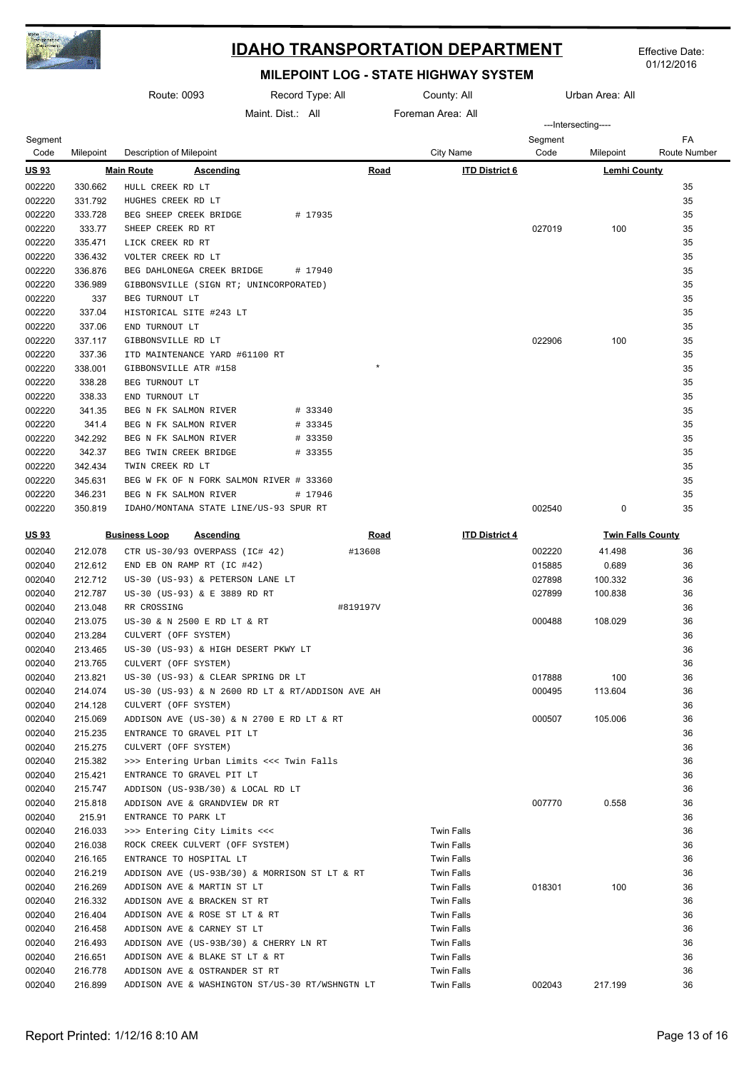# IDAHO TRANSPORTATION DEPARTMENT

Effective Date: 01/12/2016

## MILEPOINT LOG - STATE HIGHWAY SYSTEM

Route: 0093 | Record Type: All | County: All | Urban Area: All

Maint. Dist.: All | Foreman Area: All

| Segment Code | Milepoint | Description of Milepoint | | City Name | Intersecting Segment Code | Intersecting Milepoint | FA Route Number |
|---|---|---|---|---|---|---|---|
| **US 93** | | **Main Route** **Ascending** | **Road** | **ITD District 6** | | **Lemhi County** | |
| 002220 | 330.662 | HULL CREEK RD LT | | | | | 35 |
| 002220 | 331.792 | HUGHES CREEK RD LT | | | | | 35 |
| 002220 | 333.728 | BEG SHEEP CREEK BRIDGE # 17935 | | | | | 35 |
| 002220 | 333.77 | SHEEP CREEK RD RT | | | 027019 | 100 | 35 |
| 002220 | 335.471 | LICK CREEK RD RT | | | | | 35 |
| 002220 | 336.432 | VOLTER CREEK RD LT | | | | | 35 |
| 002220 | 336.876 | BEG DAHLONEGA CREEK BRIDGE # 17940 | | | | | 35 |
| 002220 | 336.989 | GIBBONSVILLE (SIGN RT; UNINCORPORATED) | | | | | 35 |
| 002220 | 337 | BEG TURNOUT LT | | | | | 35 |
| 002220 | 337.04 | HISTORICAL SITE #243 LT | | | | | 35 |
| 002220 | 337.06 | END TURNOUT LT | | | | | 35 |
| 002220 | 337.117 | GIBBONSVILLE RD LT | | | 022906 | 100 | 35 |
| 002220 | 337.36 | ITD MAINTENANCE YARD #61100 RT | | | | | 35 |
| 002220 | 338.001 | GIBBONSVILLE ATR #158 | * | | | | 35 |
| 002220 | 338.28 | BEG TURNOUT LT | | | | | 35 |
| 002220 | 338.33 | END TURNOUT LT | | | | | 35 |
| 002220 | 341.35 | BEG N FK SALMON RIVER # 33340 | | | | | 35 |
| 002220 | 341.4 | BEG N FK SALMON RIVER # 33345 | | | | | 35 |
| 002220 | 342.292 | BEG N FK SALMON RIVER # 33350 | | | | | 35 |
| 002220 | 342.37 | BEG TWIN CREEK BRIDGE # 33355 | | | | | 35 |
| 002220 | 342.434 | TWIN CREEK RD LT | | | | | 35 |
| 002220 | 345.631 | BEG W FK OF N FORK SALMON RIVER # 33360 | | | | | 35 |
| 002220 | 346.231 | BEG N FK SALMON RIVER # 17946 | | | | | 35 |
| 002220 | 350.819 | IDAHO/MONTANA STATE LINE/US-93 SPUR RT | | | 002540 | 0 | 35 |
| **US 93** | | **Business Loop** **Ascending** | **Road** | **ITD District 4** | | **Twin Falls County** | |
| 002040 | 212.078 | CTR US-30/93 OVERPASS (IC# 42) | #13608 | | 002220 | 41.498 | 36 |
| 002040 | 212.612 | END EB ON RAMP RT (IC #42) | | | 015885 | 0.689 | 36 |
| 002040 | 212.712 | US-30 (US-93) & PETERSON LANE LT | | | 027898 | 100.332 | 36 |
| 002040 | 212.787 | US-30 (US-93) & E 3889 RD RT | | | 027899 | 100.838 | 36 |
| 002040 | 213.048 | RR CROSSING | #819197V | | | | 36 |
| 002040 | 213.075 | US-30 & N 2500 E RD LT & RT | | | 000488 | 108.029 | 36 |
| 002040 | 213.284 | CULVERT (OFF SYSTEM) | | | | | 36 |
| 002040 | 213.465 | US-30 (US-93) & HIGH DESERT PKWY LT | | | | | 36 |
| 002040 | 213.765 | CULVERT (OFF SYSTEM) | | | | | 36 |
| 002040 | 213.821 | US-30 (US-93) & CLEAR SPRING DR LT | | | 017888 | 100 | 36 |
| 002040 | 214.074 | US-30 (US-93) & N 2600 RD LT & RT/ADDISON AVE AH | | | 000495 | 113.604 | 36 |
| 002040 | 214.128 | CULVERT (OFF SYSTEM) | | | | | 36 |
| 002040 | 215.069 | ADDISON AVE (US-30) & N 2700 E RD LT & RT | | | 000507 | 105.006 | 36 |
| 002040 | 215.235 | ENTRANCE TO GRAVEL PIT LT | | | | | 36 |
| 002040 | 215.275 | CULVERT (OFF SYSTEM) | | | | | 36 |
| 002040 | 215.382 | >>> Entering Urban Limits <<< Twin Falls | | | | | 36 |
| 002040 | 215.421 | ENTRANCE TO GRAVEL PIT LT | | | | | 36 |
| 002040 | 215.747 | ADDISON (US-93B/30) & LOCAL RD LT | | | | | 36 |
| 002040 | 215.818 | ADDISON AVE & GRANDVIEW DR RT | | | 007770 | 0.558 | 36 |
| 002040 | 215.91 | ENTRANCE TO PARK LT | | | | | 36 |
| 002040 | 216.033 | >>> Entering City Limits <<< | | Twin Falls | | | 36 |
| 002040 | 216.038 | ROCK CREEK CULVERT (OFF SYSTEM) | | Twin Falls | | | 36 |
| 002040 | 216.165 | ENTRANCE TO HOSPITAL LT | | Twin Falls | | | 36 |
| 002040 | 216.219 | ADDISON AVE (US-93B/30) & MORRISON ST LT & RT | | Twin Falls | | | 36 |
| 002040 | 216.269 | ADDISON AVE & MARTIN ST LT | | Twin Falls | 018301 | 100 | 36 |
| 002040 | 216.332 | ADDISON AVE & BRACKEN ST RT | | Twin Falls | | | 36 |
| 002040 | 216.404 | ADDISON AVE & ROSE ST LT & RT | | Twin Falls | | | 36 |
| 002040 | 216.458 | ADDISON AVE & CARNEY ST LT | | Twin Falls | | | 36 |
| 002040 | 216.493 | ADDISON AVE (US-93B/30) & CHERRY LN RT | | Twin Falls | | | 36 |
| 002040 | 216.651 | ADDISON AVE & BLAKE ST LT & RT | | Twin Falls | | | 36 |
| 002040 | 216.778 | ADDISON AVE & OSTRANDER ST RT | | Twin Falls | | | 36 |
| 002040 | 216.899 | ADDISON AVE & WASHINGTON ST/US-30 RT/WSHNGTN LT | | Twin Falls | 002043 | 217.199 | 36 |

Report Printed: 1/12/16 8:10 AM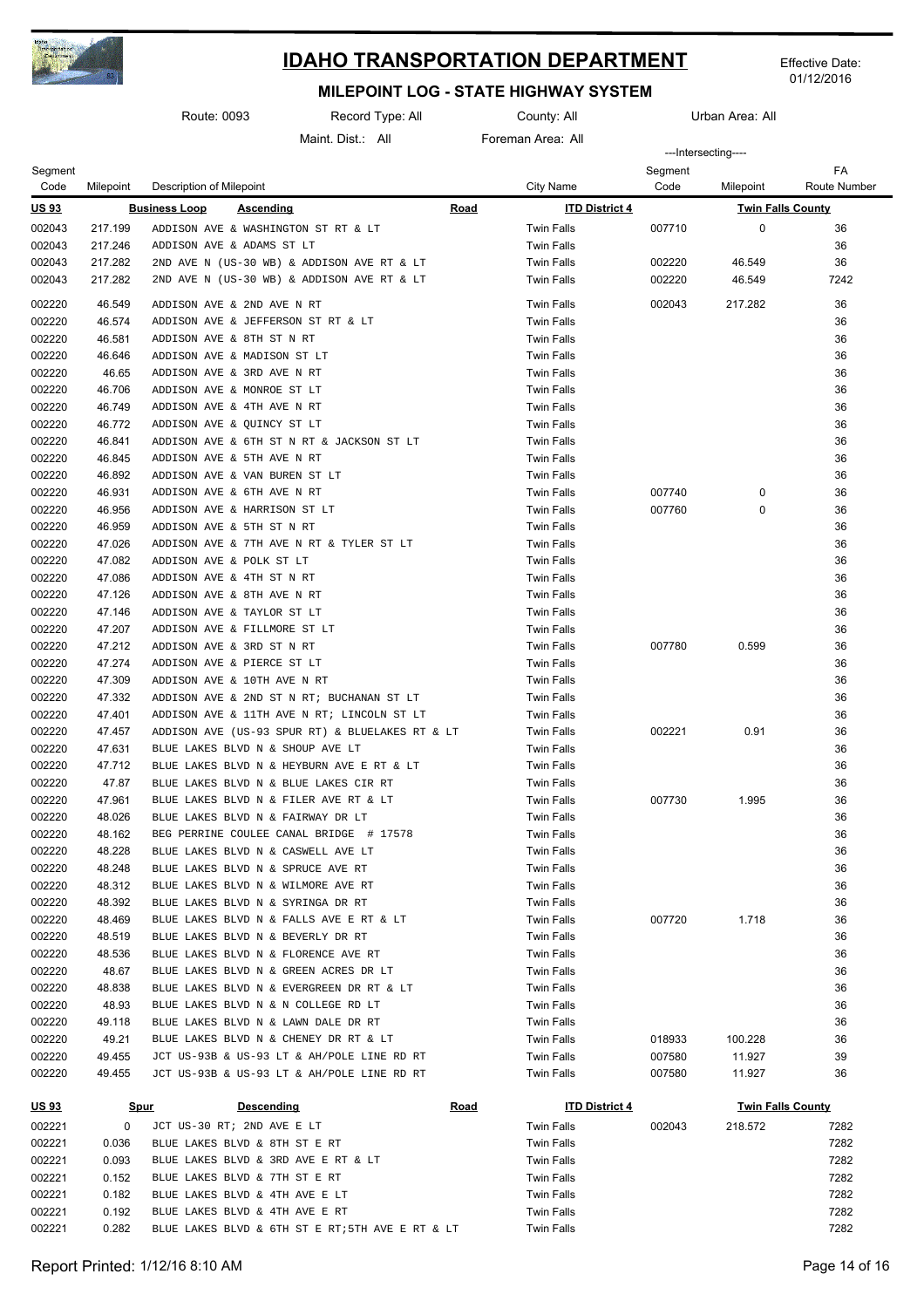# IDAHO TRANSPORTATION DEPARTMENT

Effective Date: 01/12/2016

## MILEPOINT LOG - STATE HIGHWAY SYSTEM

Route: 0093 | Record Type: All | County: All | Urban Area: All

Maint. Dist.: All | Foreman Area: All

| Segment Code | Milepoint | Description of Milepoint | City Name | Intersecting Segment Code | Intersecting Milepoint | FA Route Number |
|---|---|---|---|---|---|---|
| **US 93** | | **Business Loop** **Ascending** **Road** | **ITD District 4** | | **Twin Falls County** | |
| 002043 | 217.199 | ADDISON AVE & WASHINGTON ST RT & LT | Twin Falls | 007710 | 0 | 36 |
| 002043 | 217.246 | ADDISON AVE & ADAMS ST LT | Twin Falls | | | 36 |
| 002043 | 217.282 | 2ND AVE N (US-30 WB) & ADDISON AVE RT & LT | Twin Falls | 002220 | 46.549 | 36 |
| 002043 | 217.282 | 2ND AVE N (US-30 WB) & ADDISON AVE RT & LT | Twin Falls | 002220 | 46.549 | 7242 |
| 002220 | 46.549 | ADDISON AVE & 2ND AVE N RT | Twin Falls | 002043 | 217.282 | 36 |
| 002220 | 46.574 | ADDISON AVE & JEFFERSON ST RT & LT | Twin Falls | | | 36 |
| 002220 | 46.581 | ADDISON AVE & 8TH ST N RT | Twin Falls | | | 36 |
| 002220 | 46.646 | ADDISON AVE & MADISON ST LT | Twin Falls | | | 36 |
| 002220 | 46.65 | ADDISON AVE & 3RD AVE N RT | Twin Falls | | | 36 |
| 002220 | 46.706 | ADDISON AVE & MONROE ST LT | Twin Falls | | | 36 |
| 002220 | 46.749 | ADDISON AVE & 4TH AVE N RT | Twin Falls | | | 36 |
| 002220 | 46.772 | ADDISON AVE & QUINCY ST LT | Twin Falls | | | 36 |
| 002220 | 46.841 | ADDISON AVE & 6TH ST N RT & JACKSON ST LT | Twin Falls | | | 36 |
| 002220 | 46.845 | ADDISON AVE & 5TH AVE N RT | Twin Falls | | | 36 |
| 002220 | 46.892 | ADDISON AVE & VAN BUREN ST LT | Twin Falls | | | 36 |
| 002220 | 46.931 | ADDISON AVE & 6TH AVE N RT | Twin Falls | 007740 | 0 | 36 |
| 002220 | 46.956 | ADDISON AVE & HARRISON ST LT | Twin Falls | 007760 | 0 | 36 |
| 002220 | 46.959 | ADDISON AVE & 5TH ST N RT | Twin Falls | | | 36 |
| 002220 | 47.026 | ADDISON AVE & 7TH AVE N RT & TYLER ST LT | Twin Falls | | | 36 |
| 002220 | 47.082 | ADDISON AVE & POLK ST LT | Twin Falls | | | 36 |
| 002220 | 47.086 | ADDISON AVE & 4TH ST N RT | Twin Falls | | | 36 |
| 002220 | 47.126 | ADDISON AVE & 8TH AVE N RT | Twin Falls | | | 36 |
| 002220 | 47.146 | ADDISON AVE & TAYLOR ST LT | Twin Falls | | | 36 |
| 002220 | 47.207 | ADDISON AVE & FILLMORE ST LT | Twin Falls | | | 36 |
| 002220 | 47.212 | ADDISON AVE & 3RD ST N RT | Twin Falls | 007780 | 0.599 | 36 |
| 002220 | 47.274 | ADDISON AVE & PIERCE ST LT | Twin Falls | | | 36 |
| 002220 | 47.309 | ADDISON AVE & 10TH AVE N RT | Twin Falls | | | 36 |
| 002220 | 47.332 | ADDISON AVE & 2ND ST N RT; BUCHANAN ST LT | Twin Falls | | | 36 |
| 002220 | 47.401 | ADDISON AVE & 11TH AVE N RT; LINCOLN ST LT | Twin Falls | | | 36 |
| 002220 | 47.457 | ADDISON AVE (US-93 SPUR RT) & BLUELAKES RT & LT | Twin Falls | 002221 | 0.91 | 36 |
| 002220 | 47.631 | BLUE LAKES BLVD N & SHOUP AVE LT | Twin Falls | | | 36 |
| 002220 | 47.712 | BLUE LAKES BLVD N & HEYBURN AVE E RT & LT | Twin Falls | | | 36 |
| 002220 | 47.87 | BLUE LAKES BLVD N & BLUE LAKES CIR RT | Twin Falls | | | 36 |
| 002220 | 47.961 | BLUE LAKES BLVD N & FILER AVE RT & LT | Twin Falls | 007730 | 1.995 | 36 |
| 002220 | 48.026 | BLUE LAKES BLVD N & FAIRWAY DR LT | Twin Falls | | | 36 |
| 002220 | 48.162 | BEG PERRINE COULEE CANAL BRIDGE # 17578 | Twin Falls | | | 36 |
| 002220 | 48.228 | BLUE LAKES BLVD N & CASWELL AVE LT | Twin Falls | | | 36 |
| 002220 | 48.248 | BLUE LAKES BLVD N & SPRUCE AVE RT | Twin Falls | | | 36 |
| 002220 | 48.312 | BLUE LAKES BLVD N & WILMORE AVE RT | Twin Falls | | | 36 |
| 002220 | 48.392 | BLUE LAKES BLVD N & SYRINGA DR RT | Twin Falls | | | 36 |
| 002220 | 48.469 | BLUE LAKES BLVD N & FALLS AVE E RT & LT | Twin Falls | 007720 | 1.718 | 36 |
| 002220 | 48.519 | BLUE LAKES BLVD N & BEVERLY DR RT | Twin Falls | | | 36 |
| 002220 | 48.536 | BLUE LAKES BLVD N & FLORENCE AVE RT | Twin Falls | | | 36 |
| 002220 | 48.67 | BLUE LAKES BLVD N & GREEN ACRES DR LT | Twin Falls | | | 36 |
| 002220 | 48.838 | BLUE LAKES BLVD N & EVERGREEN DR RT & LT | Twin Falls | | | 36 |
| 002220 | 48.93 | BLUE LAKES BLVD N & N COLLEGE RD LT | Twin Falls | | | 36 |
| 002220 | 49.118 | BLUE LAKES BLVD N & LAWN DALE DR RT | Twin Falls | | | 36 |
| 002220 | 49.21 | BLUE LAKES BLVD N & CHENEY DR RT & LT | Twin Falls | 018933 | 100.228 | 36 |
| 002220 | 49.455 | JCT US-93B & US-93 LT & AH/POLE LINE RD RT | Twin Falls | 007580 | 11.927 | 39 |
| 002220 | 49.455 | JCT US-93B & US-93 LT & AH/POLE LINE RD RT | Twin Falls | 007580 | 11.927 | 36 |
| **US 93** | | **Spur** **Descending** **Road** | **ITD District 4** | | **Twin Falls County** | |
| 002221 | 0 | JCT US-30 RT; 2ND AVE E LT | Twin Falls | 002043 | 218.572 | 7282 |
| 002221 | 0.036 | BLUE LAKES BLVD & 8TH ST E RT | Twin Falls | | | 7282 |
| 002221 | 0.093 | BLUE LAKES BLVD & 3RD AVE E RT & LT | Twin Falls | | | 7282 |
| 002221 | 0.152 | BLUE LAKES BLVD & 7TH ST E RT | Twin Falls | | | 7282 |
| 002221 | 0.182 | BLUE LAKES BLVD & 4TH AVE E LT | Twin Falls | | | 7282 |
| 002221 | 0.192 | BLUE LAKES BLVD & 4TH AVE E RT | Twin Falls | | | 7282 |
| 002221 | 0.282 | BLUE LAKES BLVD & 6TH ST E RT;5TH AVE E RT & LT | Twin Falls | | | 7282 |

Report Printed: 1/12/16 8:10 AM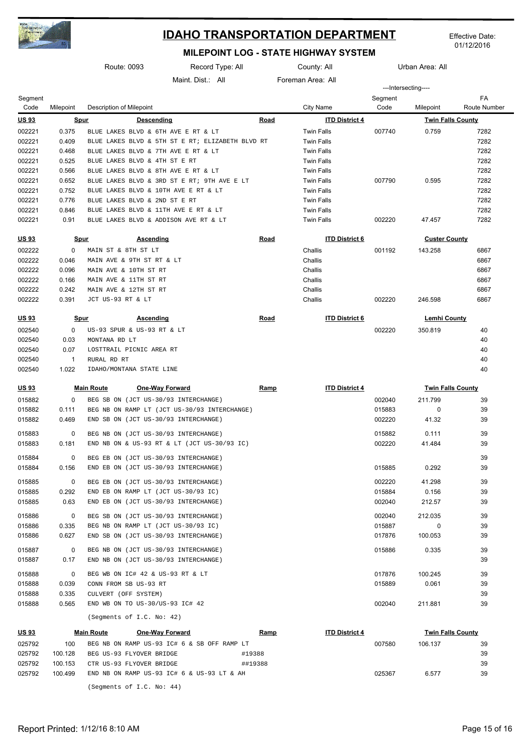# IDAHO TRANSPORTATION DEPARTMENT

Effective Date: 01/12/2016

## MILEPOINT LOG - STATE HIGHWAY SYSTEM

Route: 0093 | Record Type: All | County: All | Urban Area: All

Maint. Dist.: All | Foreman Area: All

| Segment Code | Milepoint | Description of Milepoint | City Name | Intersecting Segment Code | Intersecting Milepoint | FA Route Number |
|---|---|---|---|---|---|---|
| **US 93** | **Spur** | **Descending** — **Road** | **ITD District 4** | | **Twin Falls County** | |
| 002221 | 0.375 | BLUE LAKES BLVD & 6TH AVE E RT & LT | Twin Falls | 007740 | 0.759 | 7282 |
| 002221 | 0.409 | BLUE LAKES BLVD & 5TH ST E RT; ELIZABETH BLVD RT | Twin Falls | | | 7282 |
| 002221 | 0.468 | BLUE LAKES BLVD & 7TH AVE E RT & LT | Twin Falls | | | 7282 |
| 002221 | 0.525 | BLUE LAKES BLVD & 4TH ST E RT | Twin Falls | | | 7282 |
| 002221 | 0.566 | BLUE LAKES BLVD & 8TH AVE E RT & LT | Twin Falls | | | 7282 |
| 002221 | 0.652 | BLUE LAKES BLVD & 3RD ST E RT; 9TH AVE E LT | Twin Falls | 007790 | 0.595 | 7282 |
| 002221 | 0.752 | BLUE LAKES BLVD & 10TH AVE E RT & LT | Twin Falls | | | 7282 |
| 002221 | 0.776 | BLUE LAKES BLVD & 2ND ST E RT | Twin Falls | | | 7282 |
| 002221 | 0.846 | BLUE LAKES BLVD & 11TH AVE E RT & LT | Twin Falls | | | 7282 |
| 002221 | 0.91 | BLUE LAKES BLVD & ADDISON AVE RT & LT | Twin Falls | 002220 | 47.457 | 7282 |
| **US 93** | **Spur** | **Ascending** — **Road** | **ITD District 6** | | **Custer County** | |
| 002222 | 0 | MAIN ST & 8TH ST LT | Challis | 001192 | 143.258 | 6867 |
| 002222 | 0.046 | MAIN AVE & 9TH ST RT & LT | Challis | | | 6867 |
| 002222 | 0.096 | MAIN AVE & 10TH ST RT | Challis | | | 6867 |
| 002222 | 0.166 | MAIN AVE & 11TH ST RT | Challis | | | 6867 |
| 002222 | 0.242 | MAIN AVE & 12TH ST RT | Challis | | | 6867 |
| 002222 | 0.391 | JCT US-93 RT & LT | Challis | 002220 | 246.598 | 6867 |
| **US 93** | **Spur** | **Ascending** — **Road** | **ITD District 6** | | **Lemhi County** | |
| 002540 | 0 | US-93 SPUR & US-93 RT & LT | | 002220 | 350.819 | 40 |
| 002540 | 0.03 | MONTANA RD LT | | | | 40 |
| 002540 | 0.07 | LOSTTRAIL PICNIC AREA RT | | | | 40 |
| 002540 | 1 | RURAL RD RT | | | | 40 |
| 002540 | 1.022 | IDAHO/MONTANA STATE LINE | | | | 40 |
| **US 93** | **Main Route** | **One-Way Forward** — **Ramp** | **ITD District 4** | | **Twin Falls County** | |
| 015882 | 0 | BEG SB ON (JCT US-30/93 INTERCHANGE) | | 002040 | 211.799 | 39 |
| 015882 | 0.111 | BEG NB ON RAMP LT (JCT US-30/93 INTERCHANGE) | | 015883 | 0 | 39 |
| 015882 | 0.469 | END SB ON (JCT US-30/93 INTERCHANGE) | | 002220 | 41.32 | 39 |
| 015883 | 0 | BEG NB ON (JCT US-30/93 INTERCHANGE) | | 015882 | 0.111 | 39 |
| 015883 | 0.181 | END NB ON & US-93 RT & LT (JCT US-30/93 IC) | | 002220 | 41.484 | 39 |
| 015884 | 0 | BEG EB ON (JCT US-30/93 INTERCHANGE) | | | | 39 |
| 015884 | 0.156 | END EB ON (JCT US-30/93 INTERCHANGE) | | 015885 | 0.292 | 39 |
| 015885 | 0 | BEG EB ON (JCT US-30/93 INTERCHANGE) | | 002220 | 41.298 | 39 |
| 015885 | 0.292 | END EB ON RAMP LT (JCT US-30/93 IC) | | 015884 | 0.156 | 39 |
| 015885 | 0.63 | END EB ON (JCT US-30/93 INTERCHANGE) | | 002040 | 212.57 | 39 |
| 015886 | 0 | BEG SB ON (JCT US-30/93 INTERCHANGE) | | 002040 | 212.035 | 39 |
| 015886 | 0.335 | BEG NB ON RAMP LT (JCT US-30/93 IC) | | 015887 | 0 | 39 |
| 015886 | 0.627 | END SB ON (JCT US-30/93 INTERCHANGE) | | 017876 | 100.053 | 39 |
| 015887 | 0 | BEG NB ON (JCT US-30/93 INTERCHANGE) | | 015886 | 0.335 | 39 |
| 015887 | 0.17 | END NB ON (JCT US-30/93 INTERCHANGE) | | | | 39 |
| 015888 | 0 | BEG WB ON IC# 42 & US-93 RT & LT | | 017876 | 100.245 | 39 |
| 015888 | 0.039 | CONN FROM SB US-93 RT | | 015889 | 0.061 | 39 |
| 015888 | 0.335 | CULVERT (OFF SYSTEM) | | | | 39 |
| 015888 | 0.565 | END WB ON TO US-30/US-93 IC# 42 | | 002040 | 211.881 | 39 |
| | | (Segments of I.C. No: 42) | | | | |
| **US 93** | **Main Route** | **One-Way Forward** — **Ramp** | **ITD District 4** | | **Twin Falls County** | |
| 025792 | 100 | BEG NB ON RAMP US-93 IC# 6 & SB OFF RAMP LT | | 007580 | 106.137 | 39 |
| 025792 | 100.128 | BEG US-93 FLYOVER BRIDGE #19388 | | | | 39 |
| 025792 | 100.153 | CTR US-93 FLYOVER BRIDGE ##19388 | | | | 39 |
| 025792 | 100.499 | END NB ON RAMP US-93 IC# 6 & US-93 LT & AH | | 025367 | 6.577 | 39 |
| | | (Segments of I.C. No: 44) | | | | |

Report Printed: 1/12/16 8:10 AM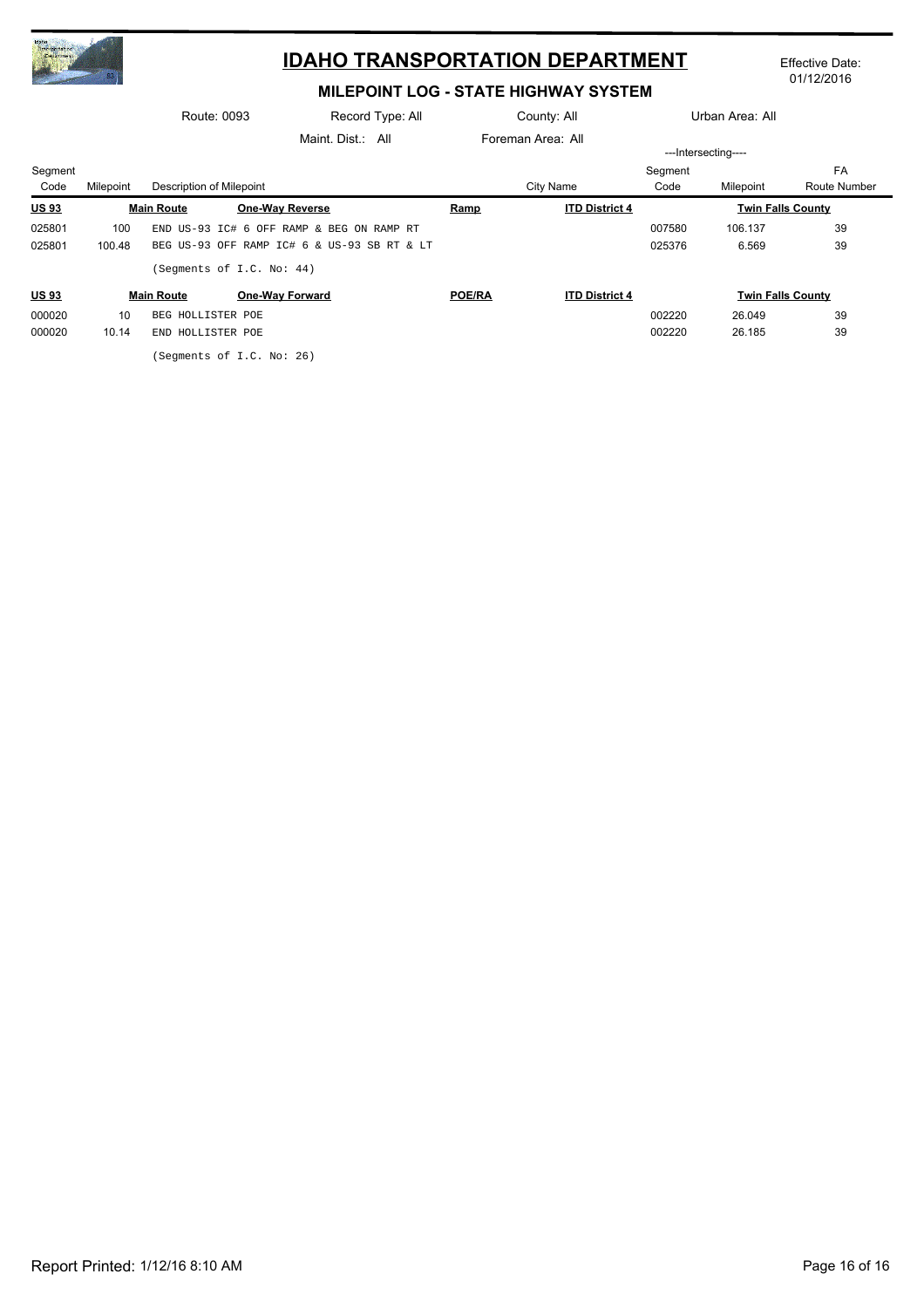# IDAHO TRANSPORTATION DEPARTMENT

Effective Date: 01/12/2016

## MILEPOINT LOG - STATE HIGHWAY SYSTEM

Route: 0093 | Record Type: All | County: All | Urban Area: All

Maint. Dist.: All | Foreman Area: All

| Segment Code | Milepoint | Description of Milepoint | | City Name | ---Intersecting---- Segment Code | Milepoint | FA Route Number |
|---|---|---|---|---|---|---|---|
| **US 93** | | **Main Route** **One-Way Reverse** | **Ramp** | **ITD District 4** | | **Twin Falls County** | |
| 025801 | 100 | END US-93 IC# 6 OFF RAMP & BEG ON RAMP RT | | | 007580 | 106.137 | 39 |
| 025801 | 100.48 | BEG US-93 OFF RAMP IC# 6 & US-93 SB RT & LT | | | 025376 | 6.569 | 39 |
| | | (Segments of I.C. No: 44) | | | | | |
| **US 93** | | **Main Route** **One-Way Forward** | **POE/RA** | **ITD District 4** | | **Twin Falls County** | |
| 000020 | 10 | BEG HOLLISTER POE | | | 002220 | 26.049 | 39 |
| 000020 | 10.14 | END HOLLISTER POE | | | 002220 | 26.185 | 39 |
| | | (Segments of I.C. No: 26) | | | | | |

Report Printed: 1/12/16 8:10 AM